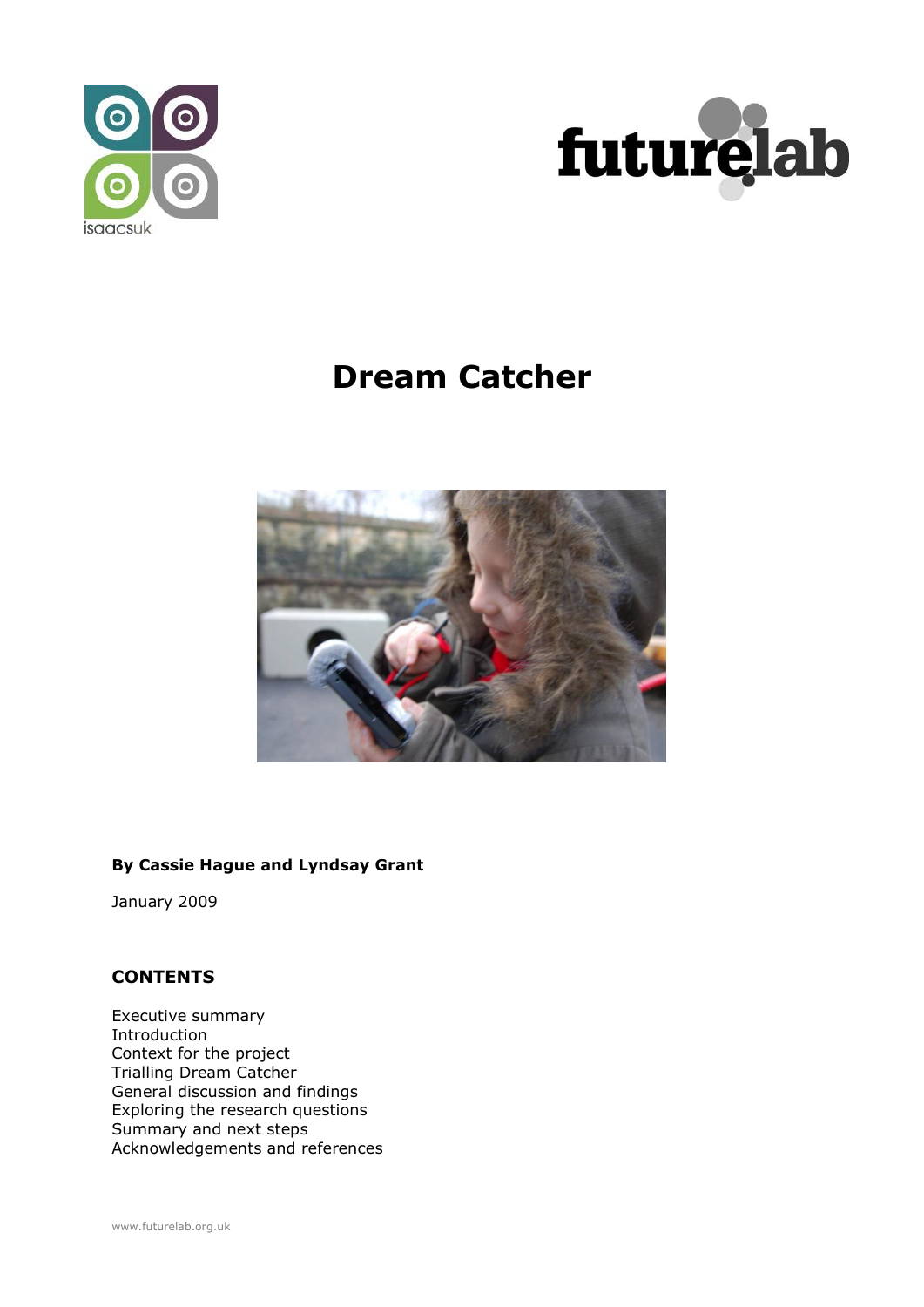isaacsuk

futurelab

# Dream Catcher

**By Cassie Hague and Lyndsay Grant**

January 2009

## CONTENTS

Executive summary
Introduction
Context for the project
Trialling Dream Catcher
General discussion and findings
Exploring the research questions
Summary and next steps
Acknowledgements and references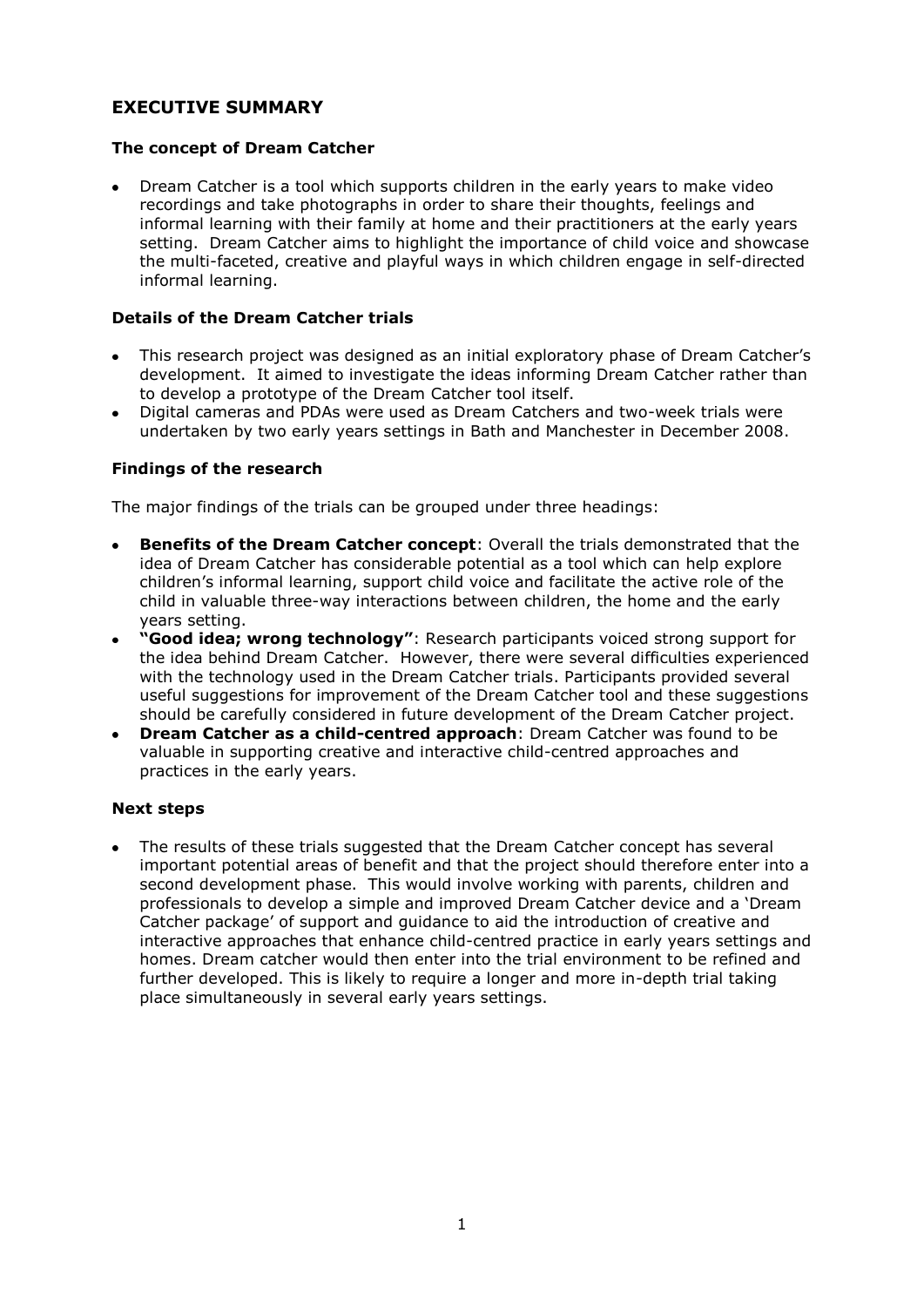## EXECUTIVE SUMMARY

### The concept of Dream Catcher

- Dream Catcher is a tool which supports children in the early years to make video recordings and take photographs in order to share their thoughts, feelings and informal learning with their family at home and their practitioners at the early years setting. Dream Catcher aims to highlight the importance of child voice and showcase the multi-faceted, creative and playful ways in which children engage in self-directed informal learning.

### Details of the Dream Catcher trials

- This research project was designed as an initial exploratory phase of Dream Catcher's development. It aimed to investigate the ideas informing Dream Catcher rather than to develop a prototype of the Dream Catcher tool itself.
- Digital cameras and PDAs were used as Dream Catchers and two-week trials were undertaken by two early years settings in Bath and Manchester in December 2008.

### Findings of the research

The major findings of the trials can be grouped under three headings:

- **Benefits of the Dream Catcher concept**: Overall the trials demonstrated that the idea of Dream Catcher has considerable potential as a tool which can help explore children's informal learning, support child voice and facilitate the active role of the child in valuable three-way interactions between children, the home and the early years setting.
- **"Good idea; wrong technology"**: Research participants voiced strong support for the idea behind Dream Catcher. However, there were several difficulties experienced with the technology used in the Dream Catcher trials. Participants provided several useful suggestions for improvement of the Dream Catcher tool and these suggestions should be carefully considered in future development of the Dream Catcher project.
- **Dream Catcher as a child-centred approach**: Dream Catcher was found to be valuable in supporting creative and interactive child-centred approaches and practices in the early years.

### Next steps

- The results of these trials suggested that the Dream Catcher concept has several important potential areas of benefit and that the project should therefore enter into a second development phase. This would involve working with parents, children and professionals to develop a simple and improved Dream Catcher device and a 'Dream Catcher package' of support and guidance to aid the introduction of creative and interactive approaches that enhance child-centred practice in early years settings and homes. Dream catcher would then enter into the trial environment to be refined and further developed. This is likely to require a longer and more in-depth trial taking place simultaneously in several early years settings.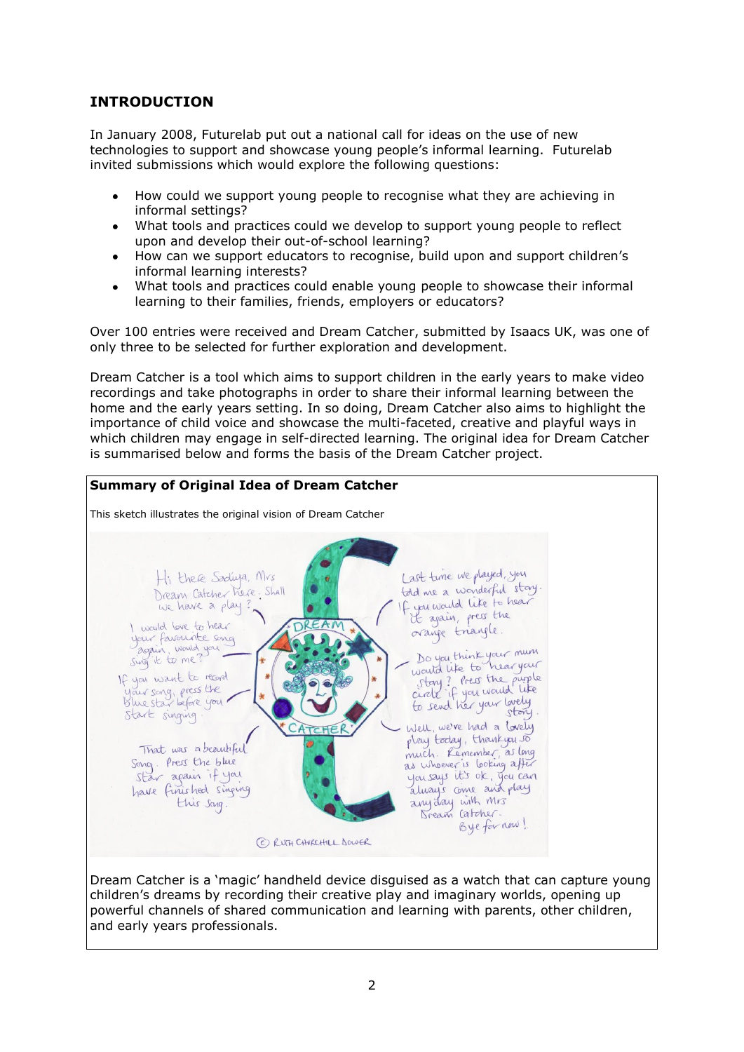## INTRODUCTION

In January 2008, Futurelab put out a national call for ideas on the use of new technologies to support and showcase young people's informal learning. Futurelab invited submissions which would explore the following questions:

- How could we support young people to recognise what they are achieving in informal settings?
- What tools and practices could we develop to support young people to reflect upon and develop their out-of-school learning?
- How can we support educators to recognise, build upon and support children's informal learning interests?
- What tools and practices could enable young people to showcase their informal learning to their families, friends, employers or educators?

Over 100 entries were received and Dream Catcher, submitted by Isaacs UK, was one of only three to be selected for further exploration and development.

Dream Catcher is a tool which aims to support children in the early years to make video recordings and take photographs in order to share their informal learning between the home and the early years setting. In so doing, Dream Catcher also aims to highlight the importance of child voice and showcase the multi-faceted, creative and playful ways in which children may engage in self-directed learning. The original idea for Dream Catcher is summarised below and forms the basis of the Dream Catcher project.

**Summary of Original Idea of Dream Catcher**

This sketch illustrates the original vision of Dream Catcher

Hi there Sadiya, Mrs Dream Catcher here. Shall we have a play?

I would love to hear your favourite song again, would you sing it to me?

If you want to record your song, press the blue star before you start singing.

That was a beautiful song. Press the blue star again if you have finished singing this song.

DREAM CATCHER

Last time we played, you told me a wonderful story. If you would like to hear it again, press the orange triangle.

Do you think your mum would like to hear your story? Press the purple circle if you would like to send her your lovely story.

Well, we've had a lovely play today, thank you so much. Remember, as long as whoever is looking after you says it's ok, you can always come and play any day with Mrs Dream Catcher. Bye for now!

© RUTH CHURCHILL DOWER

Dream Catcher is a 'magic' handheld device disguised as a watch that can capture young children's dreams by recording their creative play and imaginary worlds, opening up powerful channels of shared communication and learning with parents, other children, and early years professionals.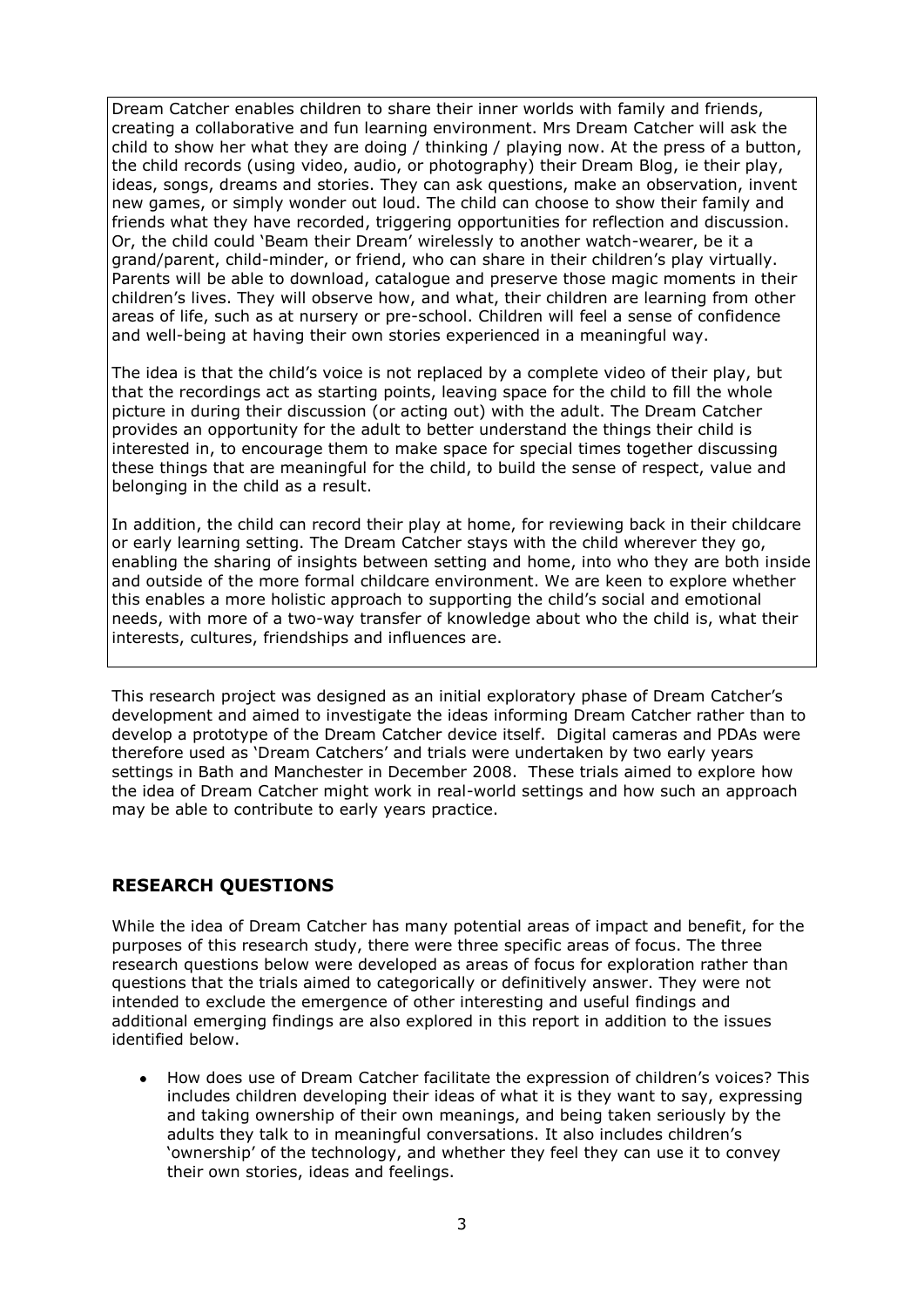Dream Catcher enables children to share their inner worlds with family and friends, creating a collaborative and fun learning environment. Mrs Dream Catcher will ask the child to show her what they are doing / thinking / playing now. At the press of a button, the child records (using video, audio, or photography) their Dream Blog, ie their play, ideas, songs, dreams and stories. They can ask questions, make an observation, invent new games, or simply wonder out loud. The child can choose to show their family and friends what they have recorded, triggering opportunities for reflection and discussion. Or, the child could 'Beam their Dream' wirelessly to another watch-wearer, be it a grand/parent, child-minder, or friend, who can share in their children's play virtually. Parents will be able to download, catalogue and preserve those magic moments in their children's lives. They will observe how, and what, their children are learning from other areas of life, such as at nursery or pre-school. Children will feel a sense of confidence and well-being at having their own stories experienced in a meaningful way.

The idea is that the child's voice is not replaced by a complete video of their play, but that the recordings act as starting points, leaving space for the child to fill the whole picture in during their discussion (or acting out) with the adult. The Dream Catcher provides an opportunity for the adult to better understand the things their child is interested in, to encourage them to make space for special times together discussing these things that are meaningful for the child, to build the sense of respect, value and belonging in the child as a result.

In addition, the child can record their play at home, for reviewing back in their childcare or early learning setting. The Dream Catcher stays with the child wherever they go, enabling the sharing of insights between setting and home, into who they are both inside and outside of the more formal childcare environment. We are keen to explore whether this enables a more holistic approach to supporting the child's social and emotional needs, with more of a two-way transfer of knowledge about who the child is, what their interests, cultures, friendships and influences are.

This research project was designed as an initial exploratory phase of Dream Catcher's development and aimed to investigate the ideas informing Dream Catcher rather than to develop a prototype of the Dream Catcher device itself. Digital cameras and PDAs were therefore used as 'Dream Catchers' and trials were undertaken by two early years settings in Bath and Manchester in December 2008. These trials aimed to explore how the idea of Dream Catcher might work in real-world settings and how such an approach may be able to contribute to early years practice.

## RESEARCH QUESTIONS

While the idea of Dream Catcher has many potential areas of impact and benefit, for the purposes of this research study, there were three specific areas of focus. The three research questions below were developed as areas of focus for exploration rather than questions that the trials aimed to categorically or definitively answer. They were not intended to exclude the emergence of other interesting and useful findings and additional emerging findings are also explored in this report in addition to the issues identified below.

- How does use of Dream Catcher facilitate the expression of children's voices? This includes children developing their ideas of what it is they want to say, expressing and taking ownership of their own meanings, and being taken seriously by the adults they talk to in meaningful conversations. It also includes children's 'ownership' of the technology, and whether they feel they can use it to convey their own stories, ideas and feelings.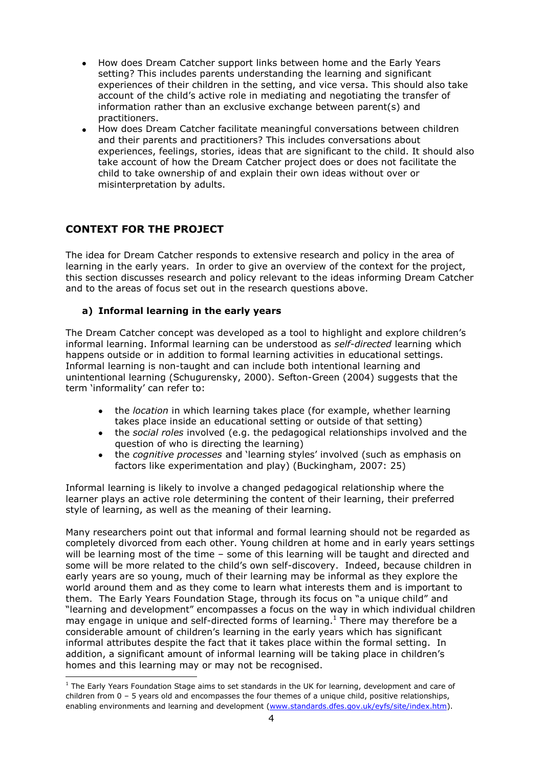- How does Dream Catcher support links between home and the Early Years setting? This includes parents understanding the learning and significant experiences of their children in the setting, and vice versa. This should also take account of the child's active role in mediating and negotiating the transfer of information rather than an exclusive exchange between parent(s) and practitioners.
- How does Dream Catcher facilitate meaningful conversations between children and their parents and practitioners? This includes conversations about experiences, feelings, stories, ideas that are significant to the child. It should also take account of how the Dream Catcher project does or does not facilitate the child to take ownership of and explain their own ideas without over or misinterpretation by adults.

## CONTEXT FOR THE PROJECT

The idea for Dream Catcher responds to extensive research and policy in the area of learning in the early years. In order to give an overview of the context for the project, this section discusses research and policy relevant to the ideas informing Dream Catcher and to the areas of focus set out in the research questions above.

### a) Informal learning in the early years

The Dream Catcher concept was developed as a tool to highlight and explore children's informal learning. Informal learning can be understood as *self-directed* learning which happens outside or in addition to formal learning activities in educational settings. Informal learning is non-taught and can include both intentional learning and unintentional learning (Schugurensky, 2000). Sefton-Green (2004) suggests that the term 'informality' can refer to:

- the *location* in which learning takes place (for example, whether learning takes place inside an educational setting or outside of that setting)
- the *social roles* involved (e.g. the pedagogical relationships involved and the question of who is directing the learning)
- the *cognitive processes* and 'learning styles' involved (such as emphasis on factors like experimentation and play) (Buckingham, 2007: 25)

Informal learning is likely to involve a changed pedagogical relationship where the learner plays an active role determining the content of their learning, their preferred style of learning, as well as the meaning of their learning.

Many researchers point out that informal and formal learning should not be regarded as completely divorced from each other. Young children at home and in early years settings will be learning most of the time – some of this learning will be taught and directed and some will be more related to the child's own self-discovery. Indeed, because children in early years are so young, much of their learning may be informal as they explore the world around them and as they come to learn what interests them and is important to them. The Early Years Foundation Stage, through its focus on "a unique child" and "learning and development" encompasses a focus on the way in which individual children may engage in unique and self-directed forms of learning.[1] There may therefore be a considerable amount of children's learning in the early years which has significant informal attributes despite the fact that it takes place within the formal setting. In addition, a significant amount of informal learning will be taking place in children's homes and this learning may or may not be recognised.

[1] The Early Years Foundation Stage aims to set standards in the UK for learning, development and care of children from 0 – 5 years old and encompasses the four themes of a unique child, positive relationships, enabling environments and learning and development (www.standards.dfes.gov.uk/eyfs/site/index.htm).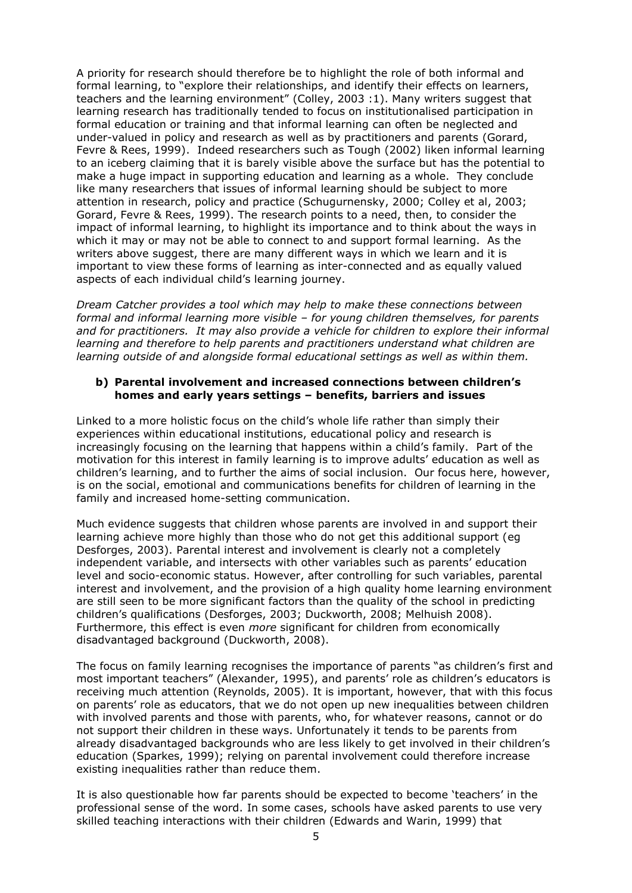A priority for research should therefore be to highlight the role of both informal and formal learning, to "explore their relationships, and identify their effects on learners, teachers and the learning environment" (Colley, 2003 :1). Many writers suggest that learning research has traditionally tended to focus on institutionalised participation in formal education or training and that informal learning can often be neglected and under-valued in policy and research as well as by practitioners and parents (Gorard, Fevre & Rees, 1999). Indeed researchers such as Tough (2002) liken informal learning to an iceberg claiming that it is barely visible above the surface but has the potential to make a huge impact in supporting education and learning as a whole. They conclude like many researchers that issues of informal learning should be subject to more attention in research, policy and practice (Schugurnensky, 2000; Colley et al, 2003; Gorard, Fevre & Rees, 1999). The research points to a need, then, to consider the impact of informal learning, to highlight its importance and to think about the ways in which it may or may not be able to connect to and support formal learning. As the writers above suggest, there are many different ways in which we learn and it is important to view these forms of learning as inter-connected and as equally valued aspects of each individual child's learning journey.

*Dream Catcher provides a tool which may help to make these connections between formal and informal learning more visible – for young children themselves, for parents and for practitioners. It may also provide a vehicle for children to explore their informal learning and therefore to help parents and practitioners understand what children are learning outside of and alongside formal educational settings as well as within them.*

**b) Parental involvement and increased connections between children's homes and early years settings – benefits, barriers and issues**

Linked to a more holistic focus on the child's whole life rather than simply their experiences within educational institutions, educational policy and research is increasingly focusing on the learning that happens within a child's family. Part of the motivation for this interest in family learning is to improve adults' education as well as children's learning, and to further the aims of social inclusion. Our focus here, however, is on the social, emotional and communications benefits for children of learning in the family and increased home-setting communication.

Much evidence suggests that children whose parents are involved in and support their learning achieve more highly than those who do not get this additional support (eg Desforges, 2003). Parental interest and involvement is clearly not a completely independent variable, and intersects with other variables such as parents' education level and socio-economic status. However, after controlling for such variables, parental interest and involvement, and the provision of a high quality home learning environment are still seen to be more significant factors than the quality of the school in predicting children's qualifications (Desforges, 2003; Duckworth, 2008; Melhuish 2008). Furthermore, this effect is even *more* significant for children from economically disadvantaged background (Duckworth, 2008).

The focus on family learning recognises the importance of parents "as children's first and most important teachers" (Alexander, 1995), and parents' role as children's educators is receiving much attention (Reynolds, 2005). It is important, however, that with this focus on parents' role as educators, that we do not open up new inequalities between children with involved parents and those with parents, who, for whatever reasons, cannot or do not support their children in these ways. Unfortunately it tends to be parents from already disadvantaged backgrounds who are less likely to get involved in their children's education (Sparkes, 1999); relying on parental involvement could therefore increase existing inequalities rather than reduce them.

It is also questionable how far parents should be expected to become 'teachers' in the professional sense of the word. In some cases, schools have asked parents to use very skilled teaching interactions with their children (Edwards and Warin, 1999) that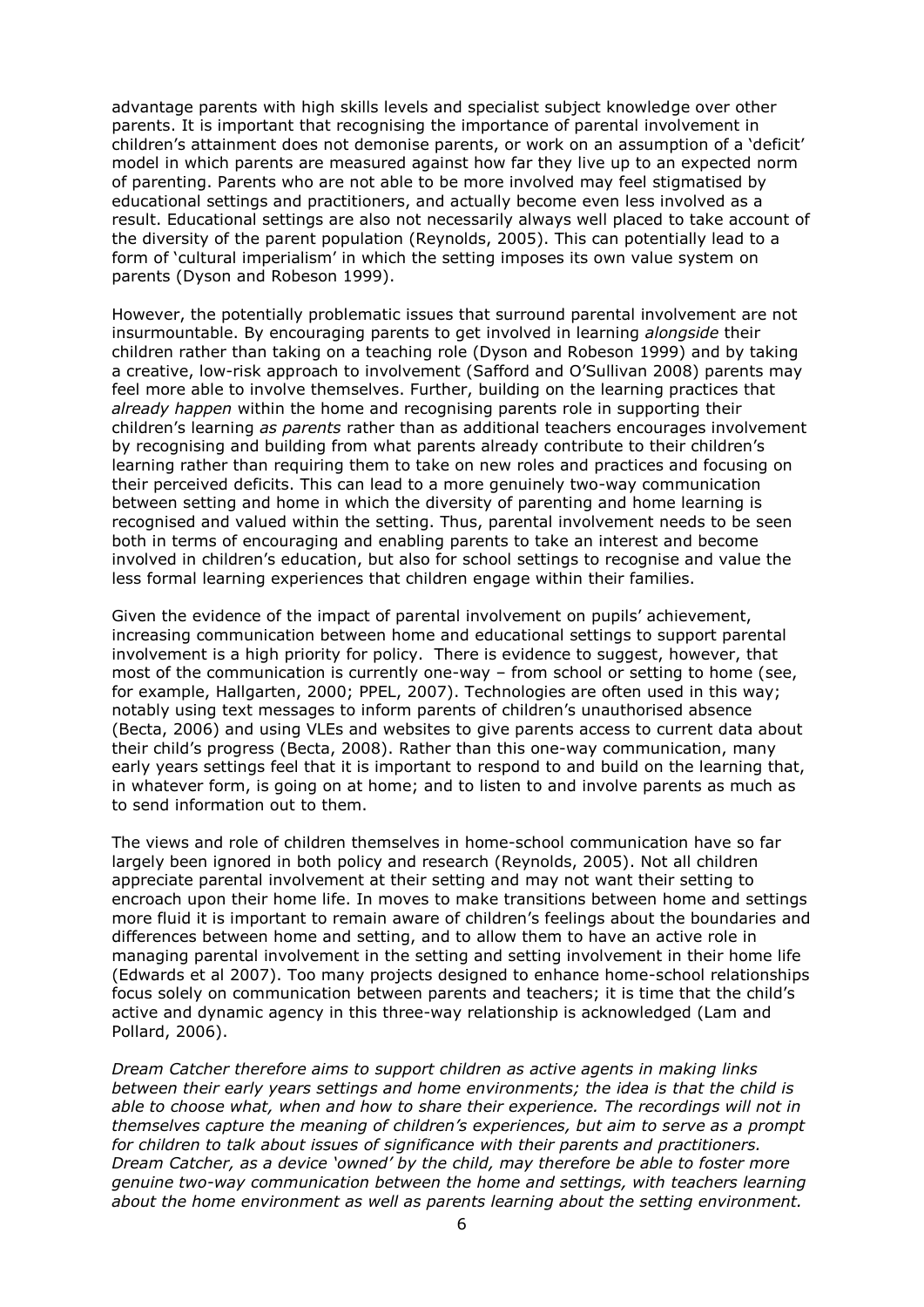advantage parents with high skills levels and specialist subject knowledge over other parents. It is important that recognising the importance of parental involvement in children's attainment does not demonise parents, or work on an assumption of a 'deficit' model in which parents are measured against how far they live up to an expected norm of parenting. Parents who are not able to be more involved may feel stigmatised by educational settings and practitioners, and actually become even less involved as a result. Educational settings are also not necessarily always well placed to take account of the diversity of the parent population (Reynolds, 2005). This can potentially lead to a form of 'cultural imperialism' in which the setting imposes its own value system on parents (Dyson and Robeson 1999).

However, the potentially problematic issues that surround parental involvement are not insurmountable. By encouraging parents to get involved in learning *alongside* their children rather than taking on a teaching role (Dyson and Robeson 1999) and by taking a creative, low-risk approach to involvement (Safford and O'Sullivan 2008) parents may feel more able to involve themselves. Further, building on the learning practices that *already happen* within the home and recognising parents role in supporting their children's learning *as parents* rather than as additional teachers encourages involvement by recognising and building from what parents already contribute to their children's learning rather than requiring them to take on new roles and practices and focusing on their perceived deficits. This can lead to a more genuinely two-way communication between setting and home in which the diversity of parenting and home learning is recognised and valued within the setting. Thus, parental involvement needs to be seen both in terms of encouraging and enabling parents to take an interest and become involved in children's education, but also for school settings to recognise and value the less formal learning experiences that children engage within their families.

Given the evidence of the impact of parental involvement on pupils' achievement, increasing communication between home and educational settings to support parental involvement is a high priority for policy. There is evidence to suggest, however, that most of the communication is currently one-way – from school or setting to home (see, for example, Hallgarten, 2000; PPEL, 2007). Technologies are often used in this way; notably using text messages to inform parents of children's unauthorised absence (Becta, 2006) and using VLEs and websites to give parents access to current data about their child's progress (Becta, 2008). Rather than this one-way communication, many early years settings feel that it is important to respond to and build on the learning that, in whatever form, is going on at home; and to listen to and involve parents as much as to send information out to them.

The views and role of children themselves in home-school communication have so far largely been ignored in both policy and research (Reynolds, 2005). Not all children appreciate parental involvement at their setting and may not want their setting to encroach upon their home life. In moves to make transitions between home and settings more fluid it is important to remain aware of children's feelings about the boundaries and differences between home and setting, and to allow them to have an active role in managing parental involvement in the setting and setting involvement in their home life (Edwards et al 2007). Too many projects designed to enhance home-school relationships focus solely on communication between parents and teachers; it is time that the child's active and dynamic agency in this three-way relationship is acknowledged (Lam and Pollard, 2006).

*Dream Catcher therefore aims to support children as active agents in making links between their early years settings and home environments; the idea is that the child is able to choose what, when and how to share their experience. The recordings will not in themselves capture the meaning of children's experiences, but aim to serve as a prompt for children to talk about issues of significance with their parents and practitioners. Dream Catcher, as a device 'owned' by the child, may therefore be able to foster more genuine two-way communication between the home and settings, with teachers learning about the home environment as well as parents learning about the setting environment.*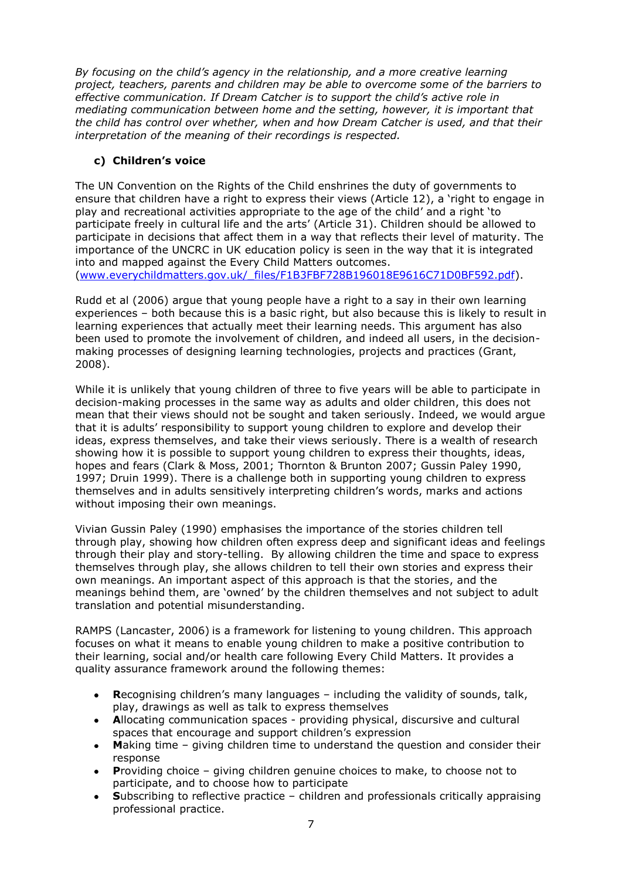*By focusing on the child's agency in the relationship, and a more creative learning project, teachers, parents and children may be able to overcome some of the barriers to effective communication. If Dream Catcher is to support the child's active role in mediating communication between home and the setting, however, it is important that the child has control over whether, when and how Dream Catcher is used, and that their interpretation of the meaning of their recordings is respected.*

### c) Children's voice

The UN Convention on the Rights of the Child enshrines the duty of governments to ensure that children have a right to express their views (Article 12), a 'right to engage in play and recreational activities appropriate to the age of the child' and a right 'to participate freely in cultural life and the arts' (Article 31). Children should be allowed to participate in decisions that affect them in a way that reflects their level of maturity. The importance of the UNCRC in UK education policy is seen in the way that it is integrated into and mapped against the Every Child Matters outcomes. (www.everychildmatters.gov.uk/_files/F1B3FBF728B196018E9616C71D0BF592.pdf).

Rudd et al (2006) argue that young people have a right to a say in their own learning experiences – both because this is a basic right, but also because this is likely to result in learning experiences that actually meet their learning needs. This argument has also been used to promote the involvement of children, and indeed all users, in the decision-making processes of designing learning technologies, projects and practices (Grant, 2008).

While it is unlikely that young children of three to five years will be able to participate in decision-making processes in the same way as adults and older children, this does not mean that their views should not be sought and taken seriously. Indeed, we would argue that it is adults' responsibility to support young children to explore and develop their ideas, express themselves, and take their views seriously. There is a wealth of research showing how it is possible to support young children to express their thoughts, ideas, hopes and fears (Clark & Moss, 2001; Thornton & Brunton 2007; Gussin Paley 1990, 1997; Druin 1999). There is a challenge both in supporting young children to express themselves and in adults sensitively interpreting children's words, marks and actions without imposing their own meanings.

Vivian Gussin Paley (1990) emphasises the importance of the stories children tell through play, showing how children often express deep and significant ideas and feelings through their play and story-telling. By allowing children the time and space to express themselves through play, she allows children to tell their own stories and express their own meanings. An important aspect of this approach is that the stories, and the meanings behind them, are 'owned' by the children themselves and not subject to adult translation and potential misunderstanding.

RAMPS (Lancaster, 2006) is a framework for listening to young children. This approach focuses on what it means to enable young children to make a positive contribution to their learning, social and/or health care following Every Child Matters. It provides a quality assurance framework around the following themes:

- **R**ecognising children's many languages – including the validity of sounds, talk, play, drawings as well as talk to express themselves
- **A**llocating communication spaces - providing physical, discursive and cultural spaces that encourage and support children's expression
- **M**aking time – giving children time to understand the question and consider their response
- **P**roviding choice – giving children genuine choices to make, to choose not to participate, and to choose how to participate
- **S**ubscribing to reflective practice – children and professionals critically appraising professional practice.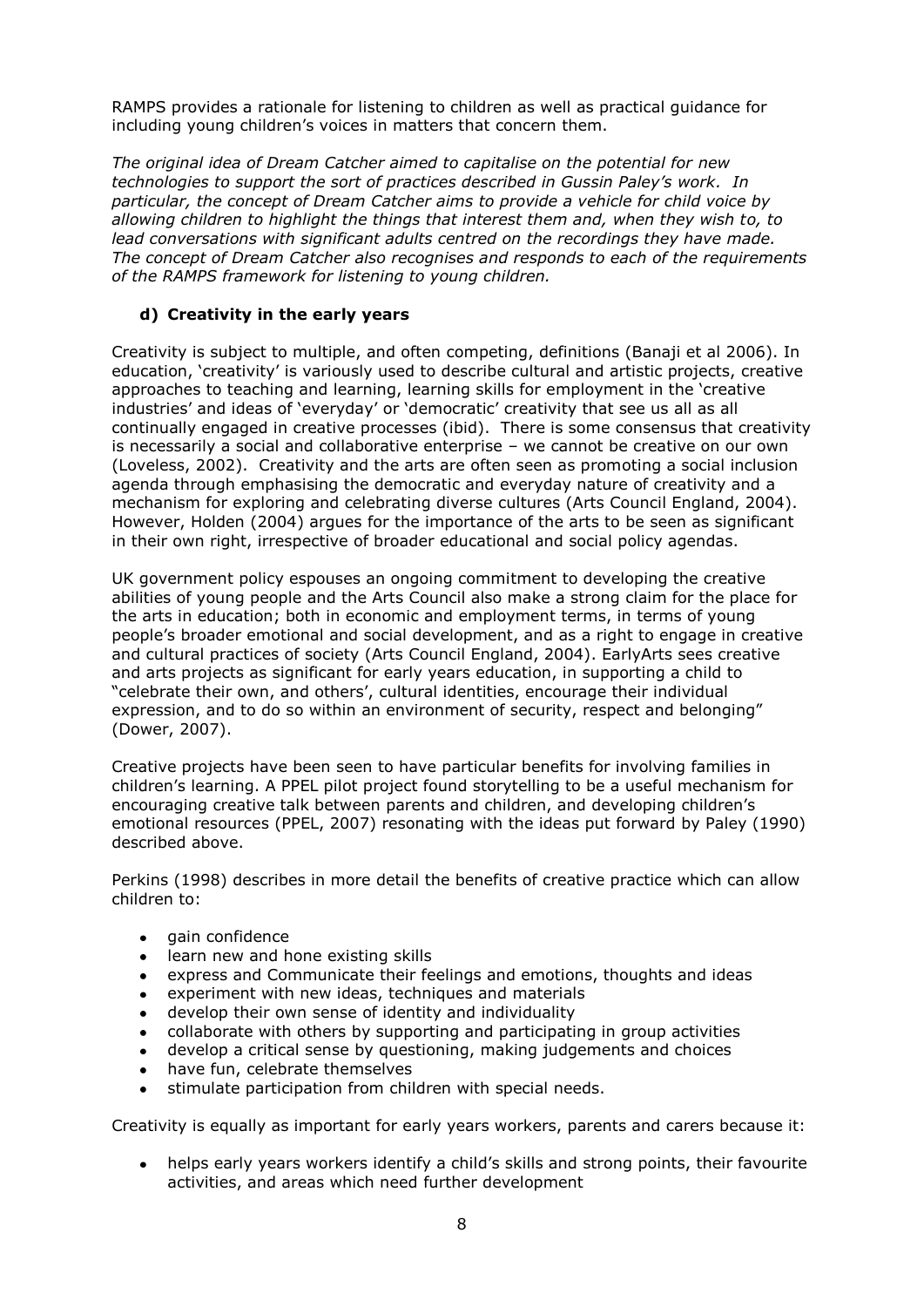RAMPS provides a rationale for listening to children as well as practical guidance for including young children's voices in matters that concern them.

*The original idea of Dream Catcher aimed to capitalise on the potential for new technologies to support the sort of practices described in Gussin Paley's work. In particular, the concept of Dream Catcher aims to provide a vehicle for child voice by allowing children to highlight the things that interest them and, when they wish to, to lead conversations with significant adults centred on the recordings they have made. The concept of Dream Catcher also recognises and responds to each of the requirements of the RAMPS framework for listening to young children.*

### d) Creativity in the early years

Creativity is subject to multiple, and often competing, definitions (Banaji et al 2006). In education, 'creativity' is variously used to describe cultural and artistic projects, creative approaches to teaching and learning, learning skills for employment in the 'creative industries' and ideas of 'everyday' or 'democratic' creativity that see us all as all continually engaged in creative processes (ibid). There is some consensus that creativity is necessarily a social and collaborative enterprise – we cannot be creative on our own (Loveless, 2002). Creativity and the arts are often seen as promoting a social inclusion agenda through emphasising the democratic and everyday nature of creativity and a mechanism for exploring and celebrating diverse cultures (Arts Council England, 2004). However, Holden (2004) argues for the importance of the arts to be seen as significant in their own right, irrespective of broader educational and social policy agendas.

UK government policy espouses an ongoing commitment to developing the creative abilities of young people and the Arts Council also make a strong claim for the place for the arts in education; both in economic and employment terms, in terms of young people's broader emotional and social development, and as a right to engage in creative and cultural practices of society (Arts Council England, 2004). EarlyArts sees creative and arts projects as significant for early years education, in supporting a child to "celebrate their own, and others', cultural identities, encourage their individual expression, and to do so within an environment of security, respect and belonging" (Dower, 2007).

Creative projects have been seen to have particular benefits for involving families in children's learning. A PPEL pilot project found storytelling to be a useful mechanism for encouraging creative talk between parents and children, and developing children's emotional resources (PPEL, 2007) resonating with the ideas put forward by Paley (1990) described above.

Perkins (1998) describes in more detail the benefits of creative practice which can allow children to:

- gain confidence
- learn new and hone existing skills
- express and Communicate their feelings and emotions, thoughts and ideas
- experiment with new ideas, techniques and materials
- develop their own sense of identity and individuality
- collaborate with others by supporting and participating in group activities
- develop a critical sense by questioning, making judgements and choices
- have fun, celebrate themselves
- stimulate participation from children with special needs.

Creativity is equally as important for early years workers, parents and carers because it:

- helps early years workers identify a child's skills and strong points, their favourite activities, and areas which need further development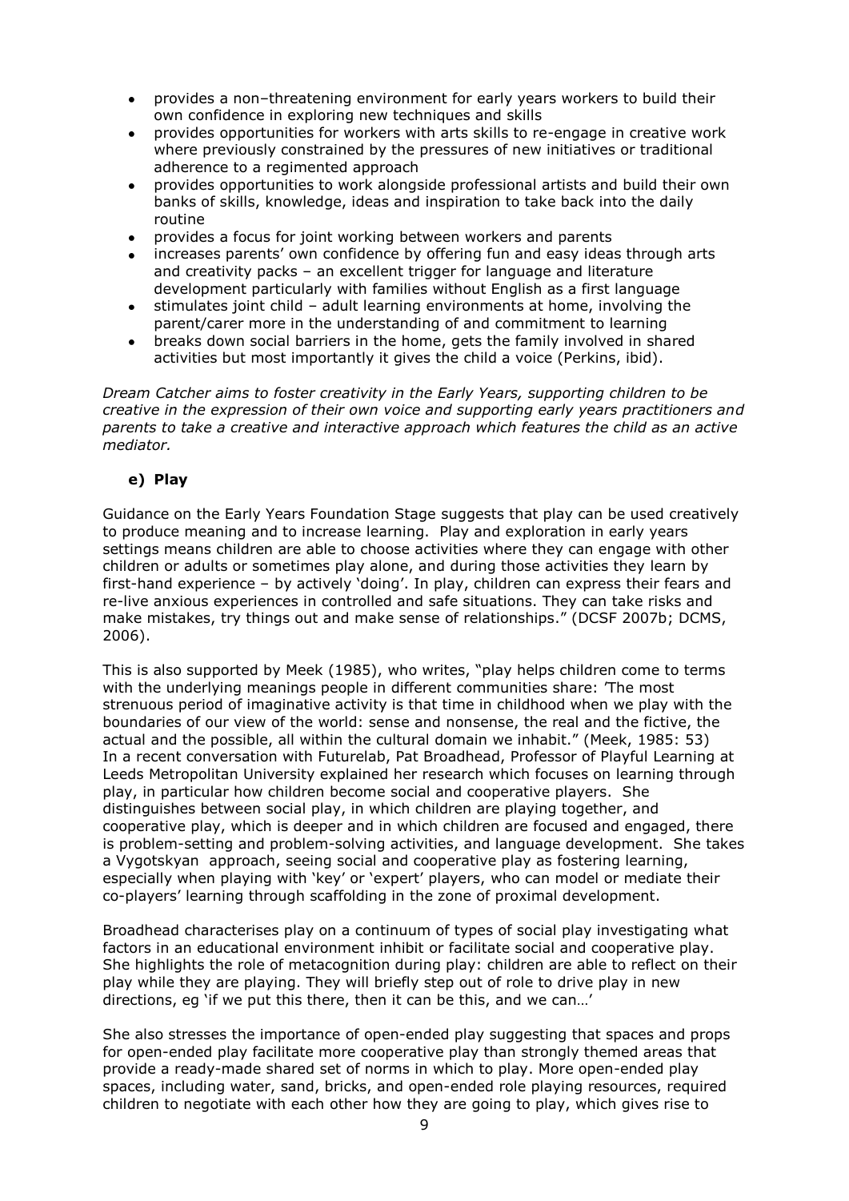- provides a non–threatening environment for early years workers to build their own confidence in exploring new techniques and skills
- provides opportunities for workers with arts skills to re-engage in creative work where previously constrained by the pressures of new initiatives or traditional adherence to a regimented approach
- provides opportunities to work alongside professional artists and build their own banks of skills, knowledge, ideas and inspiration to take back into the daily routine
- provides a focus for joint working between workers and parents
- increases parents' own confidence by offering fun and easy ideas through arts and creativity packs – an excellent trigger for language and literature development particularly with families without English as a first language
- stimulates joint child – adult learning environments at home, involving the parent/carer more in the understanding of and commitment to learning
- breaks down social barriers in the home, gets the family involved in shared activities but most importantly it gives the child a voice (Perkins, ibid).

*Dream Catcher aims to foster creativity in the Early Years, supporting children to be creative in the expression of their own voice and supporting early years practitioners and parents to take a creative and interactive approach which features the child as an active mediator.*

### e) Play

Guidance on the Early Years Foundation Stage suggests that play can be used creatively to produce meaning and to increase learning. Play and exploration in early years settings means children are able to choose activities where they can engage with other children or adults or sometimes play alone, and during those activities they learn by first-hand experience – by actively 'doing'. In play, children can express their fears and re-live anxious experiences in controlled and safe situations. They can take risks and make mistakes, try things out and make sense of relationships." (DCSF 2007b; DCMS, 2006).

This is also supported by Meek (1985), who writes, "play helps children come to terms with the underlying meanings people in different communities share: 'The most strenuous period of imaginative activity is that time in childhood when we play with the boundaries of our view of the world: sense and nonsense, the real and the fictive, the actual and the possible, all within the cultural domain we inhabit." (Meek, 1985: 53)
In a recent conversation with Futurelab, Pat Broadhead, Professor of Playful Learning at Leeds Metropolitan University explained her research which focuses on learning through play, in particular how children become social and cooperative players. She distinguishes between social play, in which children are playing together, and cooperative play, which is deeper and in which children are focused and engaged, there is problem-setting and problem-solving activities, and language development. She takes a Vygotskyan approach, seeing social and cooperative play as fostering learning, especially when playing with 'key' or 'expert' players, who can model or mediate their co-players' learning through scaffolding in the zone of proximal development.

Broadhead characterises play on a continuum of types of social play investigating what factors in an educational environment inhibit or facilitate social and cooperative play. She highlights the role of metacognition during play: children are able to reflect on their play while they are playing. They will briefly step out of role to drive play in new directions, eg 'if we put this there, then it can be this, and we can…'

She also stresses the importance of open-ended play suggesting that spaces and props for open-ended play facilitate more cooperative play than strongly themed areas that provide a ready-made shared set of norms in which to play. More open-ended play spaces, including water, sand, bricks, and open-ended role playing resources, required children to negotiate with each other how they are going to play, which gives rise to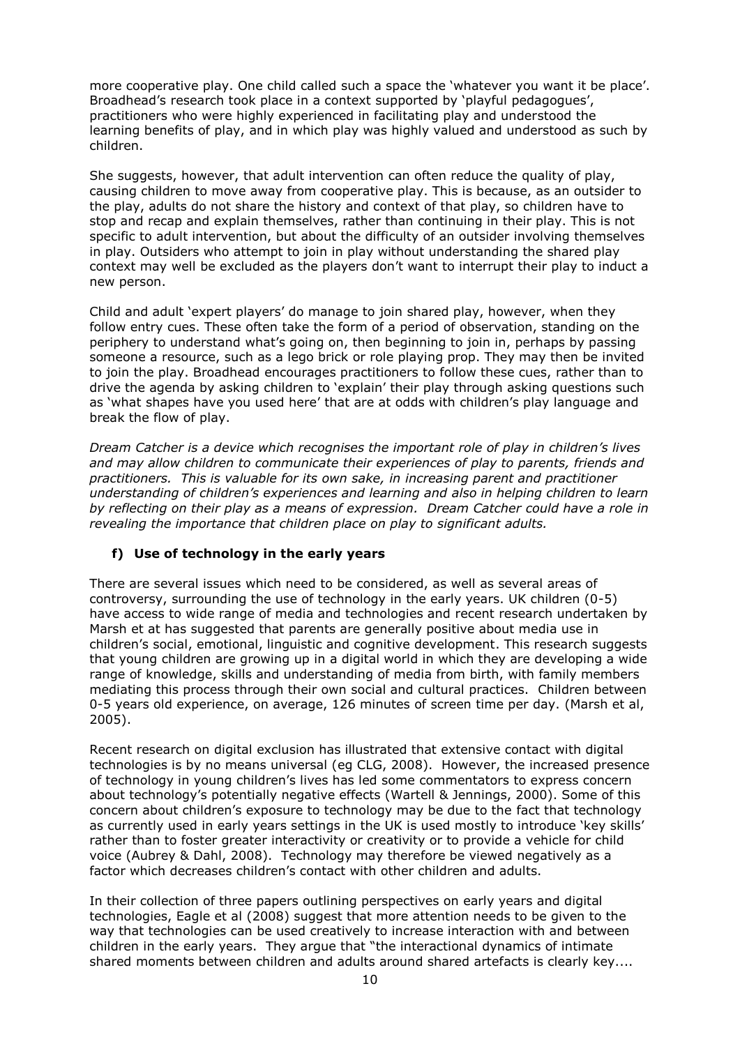more cooperative play. One child called such a space the 'whatever you want it be place'. Broadhead's research took place in a context supported by 'playful pedagogues', practitioners who were highly experienced in facilitating play and understood the learning benefits of play, and in which play was highly valued and understood as such by children.

She suggests, however, that adult intervention can often reduce the quality of play, causing children to move away from cooperative play. This is because, as an outsider to the play, adults do not share the history and context of that play, so children have to stop and recap and explain themselves, rather than continuing in their play. This is not specific to adult intervention, but about the difficulty of an outsider involving themselves in play. Outsiders who attempt to join in play without understanding the shared play context may well be excluded as the players don't want to interrupt their play to induct a new person.

Child and adult 'expert players' do manage to join shared play, however, when they follow entry cues. These often take the form of a period of observation, standing on the periphery to understand what's going on, then beginning to join in, perhaps by passing someone a resource, such as a lego brick or role playing prop. They may then be invited to join the play. Broadhead encourages practitioners to follow these cues, rather than to drive the agenda by asking children to 'explain' their play through asking questions such as 'what shapes have you used here' that are at odds with children's play language and break the flow of play.

*Dream Catcher is a device which recognises the important role of play in children's lives and may allow children to communicate their experiences of play to parents, friends and practitioners. This is valuable for its own sake, in increasing parent and practitioner understanding of children's experiences and learning and also in helping children to learn by reflecting on their play as a means of expression. Dream Catcher could have a role in revealing the importance that children place on play to significant adults.*

**f) Use of technology in the early years**

There are several issues which need to be considered, as well as several areas of controversy, surrounding the use of technology in the early years. UK children (0-5) have access to wide range of media and technologies and recent research undertaken by Marsh et at has suggested that parents are generally positive about media use in children's social, emotional, linguistic and cognitive development. This research suggests that young children are growing up in a digital world in which they are developing a wide range of knowledge, skills and understanding of media from birth, with family members mediating this process through their own social and cultural practices. Children between 0-5 years old experience, on average, 126 minutes of screen time per day. (Marsh et al, 2005).

Recent research on digital exclusion has illustrated that extensive contact with digital technologies is by no means universal (eg CLG, 2008). However, the increased presence of technology in young children's lives has led some commentators to express concern about technology's potentially negative effects (Wartell & Jennings, 2000). Some of this concern about children's exposure to technology may be due to the fact that technology as currently used in early years settings in the UK is used mostly to introduce 'key skills' rather than to foster greater interactivity or creativity or to provide a vehicle for child voice (Aubrey & Dahl, 2008). Technology may therefore be viewed negatively as a factor which decreases children's contact with other children and adults.

In their collection of three papers outlining perspectives on early years and digital technologies, Eagle et al (2008) suggest that more attention needs to be given to the way that technologies can be used creatively to increase interaction with and between children in the early years. They argue that "the interactional dynamics of intimate shared moments between children and adults around shared artefacts is clearly key....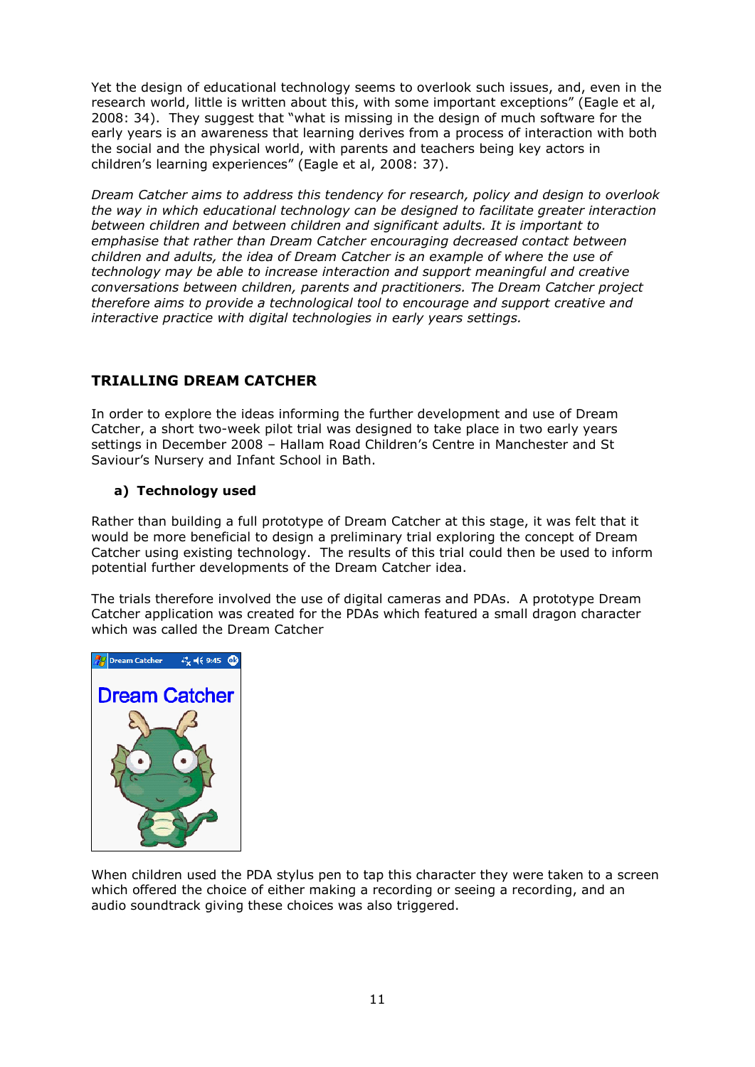Yet the design of educational technology seems to overlook such issues, and, even in the research world, little is written about this, with some important exceptions" (Eagle et al, 2008: 34). They suggest that "what is missing in the design of much software for the early years is an awareness that learning derives from a process of interaction with both the social and the physical world, with parents and teachers being key actors in children's learning experiences" (Eagle et al, 2008: 37).

*Dream Catcher aims to address this tendency for research, policy and design to overlook the way in which educational technology can be designed to facilitate greater interaction between children and between children and significant adults. It is important to emphasise that rather than Dream Catcher encouraging decreased contact between children and adults, the idea of Dream Catcher is an example of where the use of technology may be able to increase interaction and support meaningful and creative conversations between children, parents and practitioners. The Dream Catcher project therefore aims to provide a technological tool to encourage and support creative and interactive practice with digital technologies in early years settings.*

## TRIALLING DREAM CATCHER

In order to explore the ideas informing the further development and use of Dream Catcher, a short two-week pilot trial was designed to take place in two early years settings in December 2008 – Hallam Road Children's Centre in Manchester and St Saviour's Nursery and Infant School in Bath.

### a) Technology used

Rather than building a full prototype of Dream Catcher at this stage, it was felt that it would be more beneficial to design a preliminary trial exploring the concept of Dream Catcher using existing technology. The results of this trial could then be used to inform potential further developments of the Dream Catcher idea.

The trials therefore involved the use of digital cameras and PDAs. A prototype Dream Catcher application was created for the PDAs which featured a small dragon character which was called the Dream Catcher

When children used the PDA stylus pen to tap this character they were taken to a screen which offered the choice of either making a recording or seeing a recording, and an audio soundtrack giving these choices was also triggered.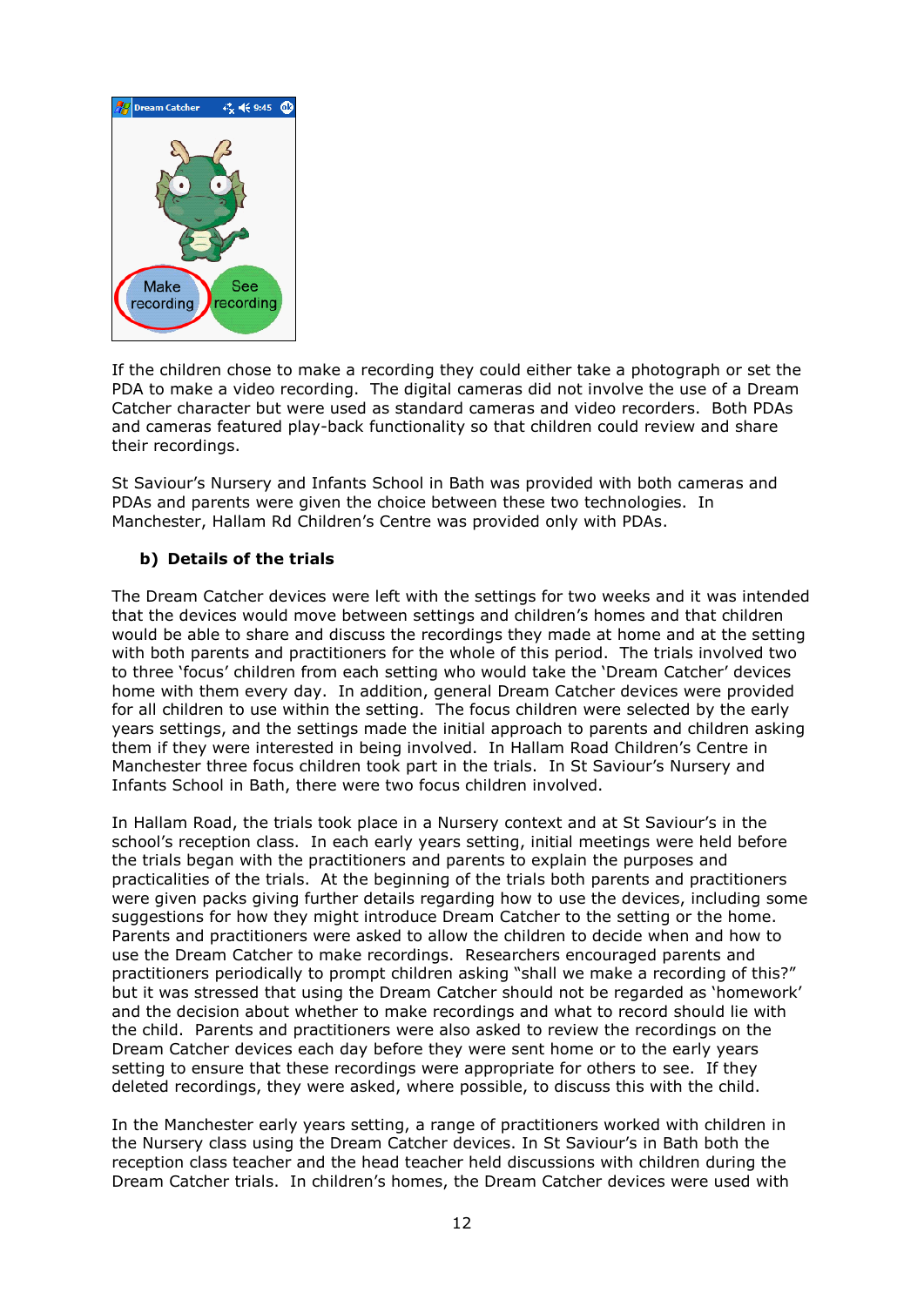If the children chose to make a recording they could either take a photograph or set the PDA to make a video recording. The digital cameras did not involve the use of a Dream Catcher character but were used as standard cameras and video recorders. Both PDAs and cameras featured play-back functionality so that children could review and share their recordings.

St Saviour's Nursery and Infants School in Bath was provided with both cameras and PDAs and parents were given the choice between these two technologies. In Manchester, Hallam Rd Children's Centre was provided only with PDAs.

**b) Details of the trials**

The Dream Catcher devices were left with the settings for two weeks and it was intended that the devices would move between settings and children's homes and that children would be able to share and discuss the recordings they made at home and at the setting with both parents and practitioners for the whole of this period. The trials involved two to three 'focus' children from each setting who would take the 'Dream Catcher' devices home with them every day. In addition, general Dream Catcher devices were provided for all children to use within the setting. The focus children were selected by the early years settings, and the settings made the initial approach to parents and children asking them if they were interested in being involved. In Hallam Road Children's Centre in Manchester three focus children took part in the trials. In St Saviour's Nursery and Infants School in Bath, there were two focus children involved.

In Hallam Road, the trials took place in a Nursery context and at St Saviour's in the school's reception class. In each early years setting, initial meetings were held before the trials began with the practitioners and parents to explain the purposes and practicalities of the trials. At the beginning of the trials both parents and practitioners were given packs giving further details regarding how to use the devices, including some suggestions for how they might introduce Dream Catcher to the setting or the home. Parents and practitioners were asked to allow the children to decide when and how to use the Dream Catcher to make recordings. Researchers encouraged parents and practitioners periodically to prompt children asking "shall we make a recording of this?" but it was stressed that using the Dream Catcher should not be regarded as 'homework' and the decision about whether to make recordings and what to record should lie with the child. Parents and practitioners were also asked to review the recordings on the Dream Catcher devices each day before they were sent home or to the early years setting to ensure that these recordings were appropriate for others to see. If they deleted recordings, they were asked, where possible, to discuss this with the child.

In the Manchester early years setting, a range of practitioners worked with children in the Nursery class using the Dream Catcher devices. In St Saviour's in Bath both the reception class teacher and the head teacher held discussions with children during the Dream Catcher trials. In children's homes, the Dream Catcher devices were used with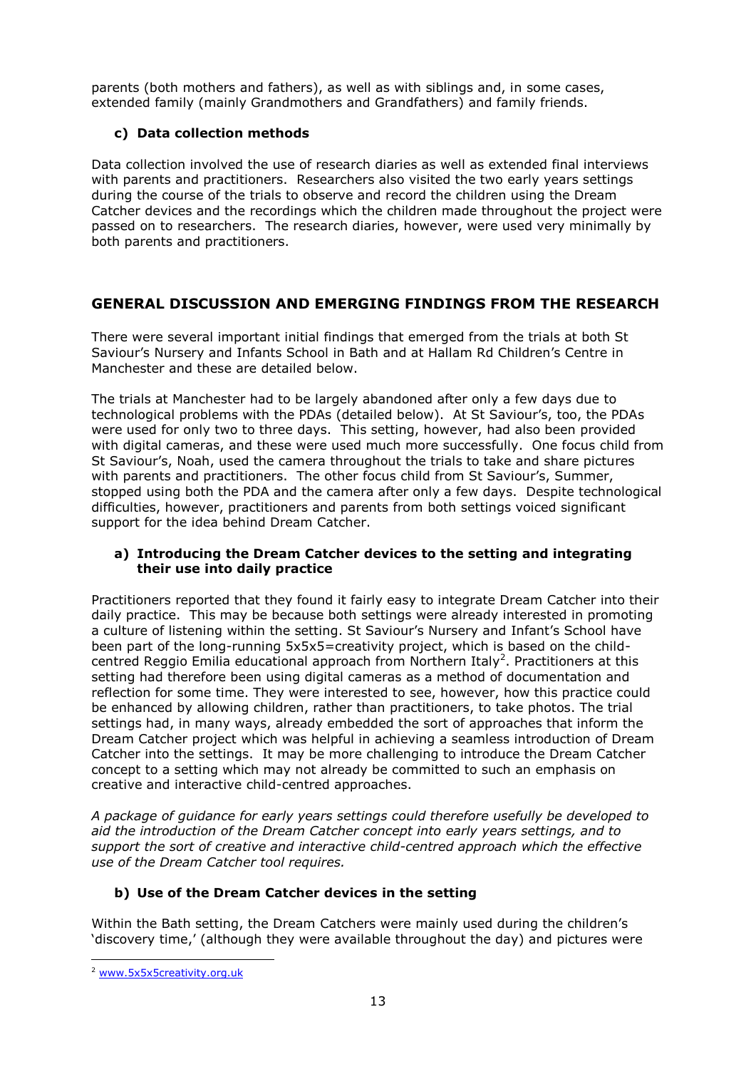parents (both mothers and fathers), as well as with siblings and, in some cases, extended family (mainly Grandmothers and Grandfathers) and family friends.

### c) Data collection methods

Data collection involved the use of research diaries as well as extended final interviews with parents and practitioners. Researchers also visited the two early years settings during the course of the trials to observe and record the children using the Dream Catcher devices and the recordings which the children made throughout the project were passed on to researchers. The research diaries, however, were used very minimally by both parents and practitioners.

## GENERAL DISCUSSION AND EMERGING FINDINGS FROM THE RESEARCH

There were several important initial findings that emerged from the trials at both St Saviour's Nursery and Infants School in Bath and at Hallam Rd Children's Centre in Manchester and these are detailed below.

The trials at Manchester had to be largely abandoned after only a few days due to technological problems with the PDAs (detailed below). At St Saviour's, too, the PDAs were used for only two to three days. This setting, however, had also been provided with digital cameras, and these were used much more successfully. One focus child from St Saviour's, Noah, used the camera throughout the trials to take and share pictures with parents and practitioners. The other focus child from St Saviour's, Summer, stopped using both the PDA and the camera after only a few days. Despite technological difficulties, however, practitioners and parents from both settings voiced significant support for the idea behind Dream Catcher.

### a) Introducing the Dream Catcher devices to the setting and integrating their use into daily practice

Practitioners reported that they found it fairly easy to integrate Dream Catcher into their daily practice. This may be because both settings were already interested in promoting a culture of listening within the setting. St Saviour's Nursery and Infant's School have been part of the long-running 5x5x5=creativity project, which is based on the child-centred Reggio Emilia educational approach from Northern Italy[2]. Practitioners at this setting had therefore been using digital cameras as a method of documentation and reflection for some time. They were interested to see, however, how this practice could be enhanced by allowing children, rather than practitioners, to take photos. The trial settings had, in many ways, already embedded the sort of approaches that inform the Dream Catcher project which was helpful in achieving a seamless introduction of Dream Catcher into the settings. It may be more challenging to introduce the Dream Catcher concept to a setting which may not already be committed to such an emphasis on creative and interactive child-centred approaches.

*A package of guidance for early years settings could therefore usefully be developed to aid the introduction of the Dream Catcher concept into early years settings, and to support the sort of creative and interactive child-centred approach which the effective use of the Dream Catcher tool requires.*

### b) Use of the Dream Catcher devices in the setting

Within the Bath setting, the Dream Catchers were mainly used during the children's 'discovery time,' (although they were available throughout the day) and pictures were

[2] www.5x5x5creativity.org.uk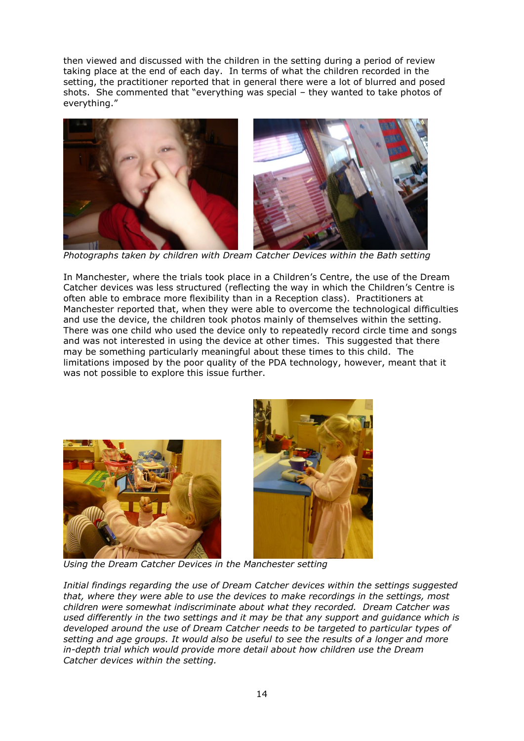then viewed and discussed with the children in the setting during a period of review taking place at the end of each day. In terms of what the children recorded in the setting, the practitioner reported that in general there were a lot of blurred and posed shots. She commented that "everything was special – they wanted to take photos of everything."

*Photographs taken by children with Dream Catcher Devices within the Bath setting*

In Manchester, where the trials took place in a Children's Centre, the use of the Dream Catcher devices was less structured (reflecting the way in which the Children's Centre is often able to embrace more flexibility than in a Reception class). Practitioners at Manchester reported that, when they were able to overcome the technological difficulties and use the device, the children took photos mainly of themselves within the setting. There was one child who used the device only to repeatedly record circle time and songs and was not interested in using the device at other times. This suggested that there may be something particularly meaningful about these times to this child. The limitations imposed by the poor quality of the PDA technology, however, meant that it was not possible to explore this issue further.

*Using the Dream Catcher Devices in the Manchester setting*

*Initial findings regarding the use of Dream Catcher devices within the settings suggested that, where they were able to use the devices to make recordings in the settings, most children were somewhat indiscriminate about what they recorded. Dream Catcher was used differently in the two settings and it may be that any support and guidance which is developed around the use of Dream Catcher needs to be targeted to particular types of setting and age groups. It would also be useful to see the results of a longer and more in-depth trial which would provide more detail about how children use the Dream Catcher devices within the setting.*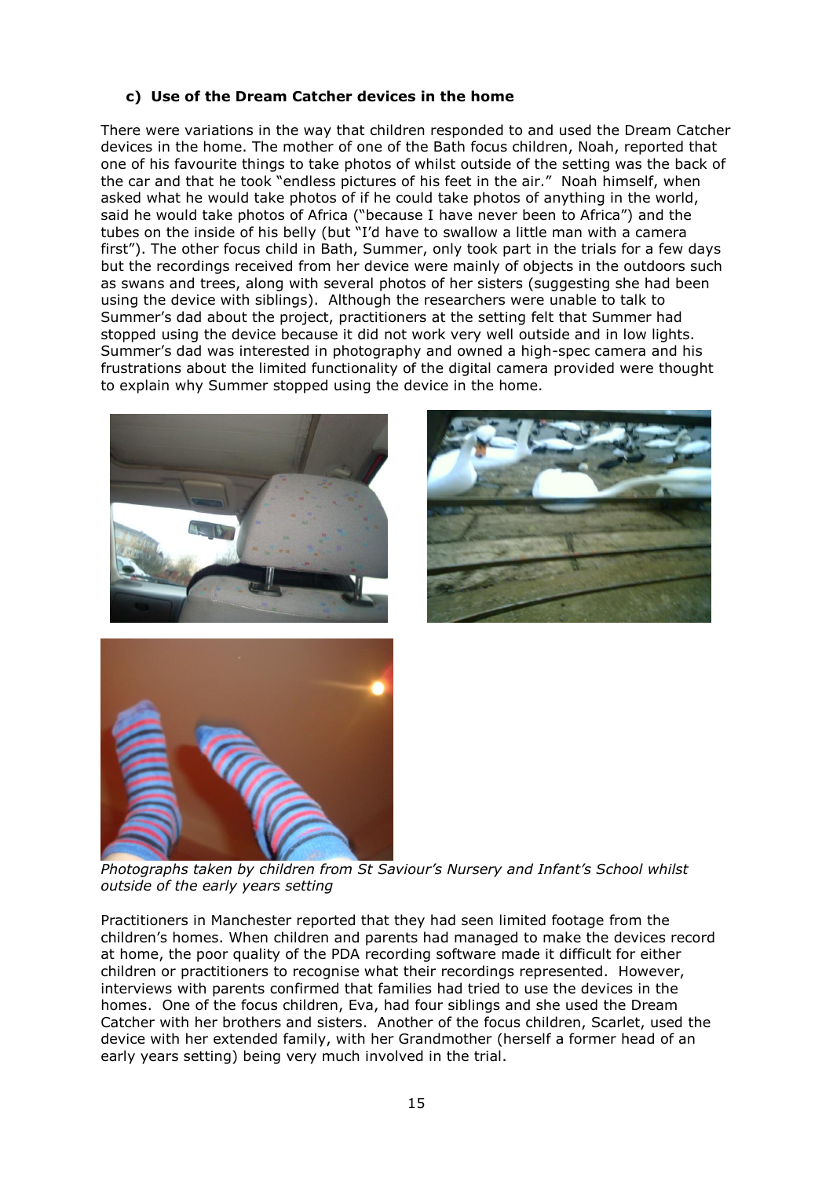### c) Use of the Dream Catcher devices in the home

There were variations in the way that children responded to and used the Dream Catcher devices in the home. The mother of one of the Bath focus children, Noah, reported that one of his favourite things to take photos of whilst outside of the setting was the back of the car and that he took "endless pictures of his feet in the air." Noah himself, when asked what he would take photos of if he could take photos of anything in the world, said he would take photos of Africa ("because I have never been to Africa") and the tubes on the inside of his belly (but "I'd have to swallow a little man with a camera first"). The other focus child in Bath, Summer, only took part in the trials for a few days but the recordings received from her device were mainly of objects in the outdoors such as swans and trees, along with several photos of her sisters (suggesting she had been using the device with siblings). Although the researchers were unable to talk to Summer's dad about the project, practitioners at the setting felt that Summer had stopped using the device because it did not work very well outside and in low lights. Summer's dad was interested in photography and owned a high-spec camera and his frustrations about the limited functionality of the digital camera provided were thought to explain why Summer stopped using the device in the home.

*Photographs taken by children from St Saviour's Nursery and Infant's School whilst outside of the early years setting*

Practitioners in Manchester reported that they had seen limited footage from the children's homes. When children and parents had managed to make the devices record at home, the poor quality of the PDA recording software made it difficult for either children or practitioners to recognise what their recordings represented. However, interviews with parents confirmed that families had tried to use the devices in the homes. One of the focus children, Eva, had four siblings and she used the Dream Catcher with her brothers and sisters. Another of the focus children, Scarlet, used the device with her extended family, with her Grandmother (herself a former head of an early years setting) being very much involved in the trial.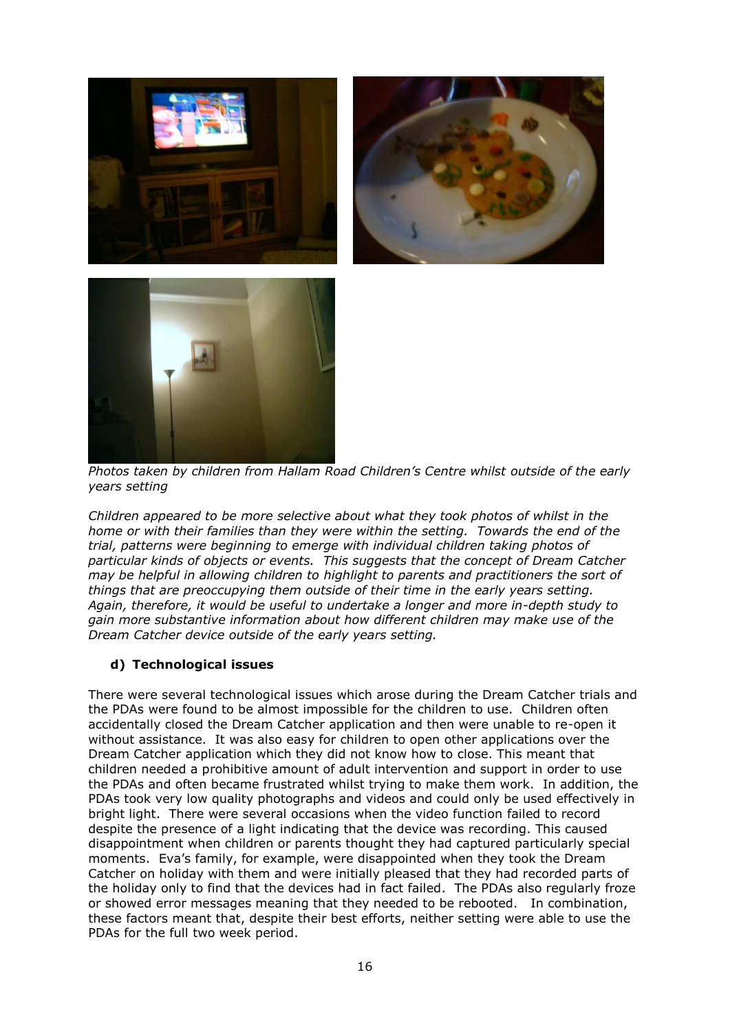*Photos taken by children from Hallam Road Children's Centre whilst outside of the early years setting*

*Children appeared to be more selective about what they took photos of whilst in the home or with their families than they were within the setting. Towards the end of the trial, patterns were beginning to emerge with individual children taking photos of particular kinds of objects or events. This suggests that the concept of Dream Catcher may be helpful in allowing children to highlight to parents and practitioners the sort of things that are preoccupying them outside of their time in the early years setting. Again, therefore, it would be useful to undertake a longer and more in-depth study to gain more substantive information about how different children may make use of the Dream Catcher device outside of the early years setting.*

### d) Technological issues

There were several technological issues which arose during the Dream Catcher trials and the PDAs were found to be almost impossible for the children to use. Children often accidentally closed the Dream Catcher application and then were unable to re-open it without assistance. It was also easy for children to open other applications over the Dream Catcher application which they did not know how to close. This meant that children needed a prohibitive amount of adult intervention and support in order to use the PDAs and often became frustrated whilst trying to make them work. In addition, the PDAs took very low quality photographs and videos and could only be used effectively in bright light. There were several occasions when the video function failed to record despite the presence of a light indicating that the device was recording. This caused disappointment when children or parents thought they had captured particularly special moments. Eva's family, for example, were disappointed when they took the Dream Catcher on holiday with them and were initially pleased that they had recorded parts of the holiday only to find that the devices had in fact failed. The PDAs also regularly froze or showed error messages meaning that they needed to be rebooted. In combination, these factors meant that, despite their best efforts, neither setting were able to use the PDAs for the full two week period.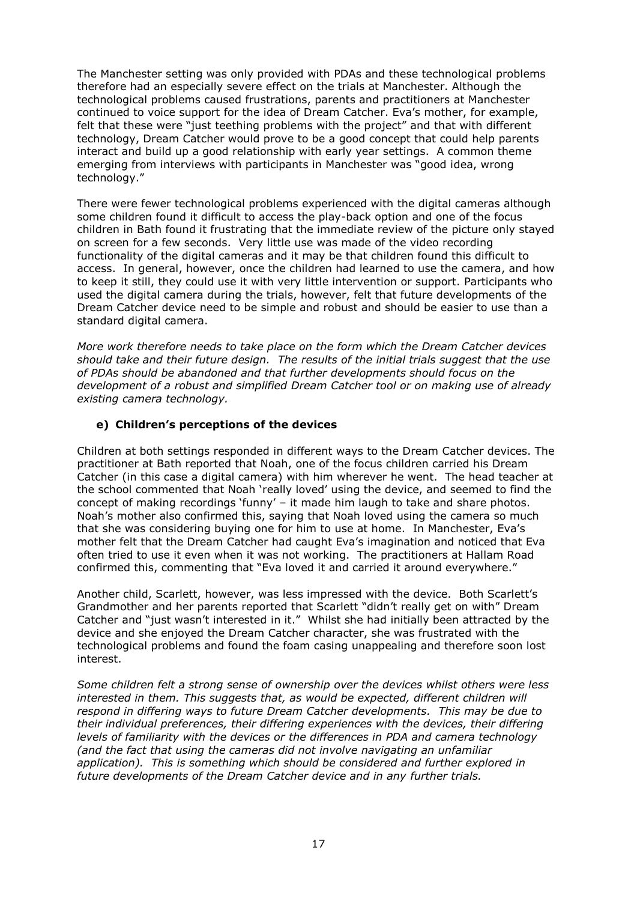The Manchester setting was only provided with PDAs and these technological problems therefore had an especially severe effect on the trials at Manchester. Although the technological problems caused frustrations, parents and practitioners at Manchester continued to voice support for the idea of Dream Catcher. Eva's mother, for example, felt that these were "just teething problems with the project" and that with different technology, Dream Catcher would prove to be a good concept that could help parents interact and build up a good relationship with early year settings. A common theme emerging from interviews with participants in Manchester was "good idea, wrong technology."

There were fewer technological problems experienced with the digital cameras although some children found it difficult to access the play-back option and one of the focus children in Bath found it frustrating that the immediate review of the picture only stayed on screen for a few seconds. Very little use was made of the video recording functionality of the digital cameras and it may be that children found this difficult to access. In general, however, once the children had learned to use the camera, and how to keep it still, they could use it with very little intervention or support. Participants who used the digital camera during the trials, however, felt that future developments of the Dream Catcher device need to be simple and robust and should be easier to use than a standard digital camera.

*More work therefore needs to take place on the form which the Dream Catcher devices should take and their future design. The results of the initial trials suggest that the use of PDAs should be abandoned and that further developments should focus on the development of a robust and simplified Dream Catcher tool or on making use of already existing camera technology.*

### e) Children's perceptions of the devices

Children at both settings responded in different ways to the Dream Catcher devices. The practitioner at Bath reported that Noah, one of the focus children carried his Dream Catcher (in this case a digital camera) with him wherever he went. The head teacher at the school commented that Noah 'really loved' using the device, and seemed to find the concept of making recordings 'funny' – it made him laugh to take and share photos. Noah's mother also confirmed this, saying that Noah loved using the camera so much that she was considering buying one for him to use at home. In Manchester, Eva's mother felt that the Dream Catcher had caught Eva's imagination and noticed that Eva often tried to use it even when it was not working. The practitioners at Hallam Road confirmed this, commenting that "Eva loved it and carried it around everywhere."

Another child, Scarlett, however, was less impressed with the device. Both Scarlett's Grandmother and her parents reported that Scarlett "didn't really get on with" Dream Catcher and "just wasn't interested in it." Whilst she had initially been attracted by the device and she enjoyed the Dream Catcher character, she was frustrated with the technological problems and found the foam casing unappealing and therefore soon lost interest.

*Some children felt a strong sense of ownership over the devices whilst others were less interested in them. This suggests that, as would be expected, different children will respond in differing ways to future Dream Catcher developments. This may be due to their individual preferences, their differing experiences with the devices, their differing levels of familiarity with the devices or the differences in PDA and camera technology (and the fact that using the cameras did not involve navigating an unfamiliar application). This is something which should be considered and further explored in future developments of the Dream Catcher device and in any further trials.*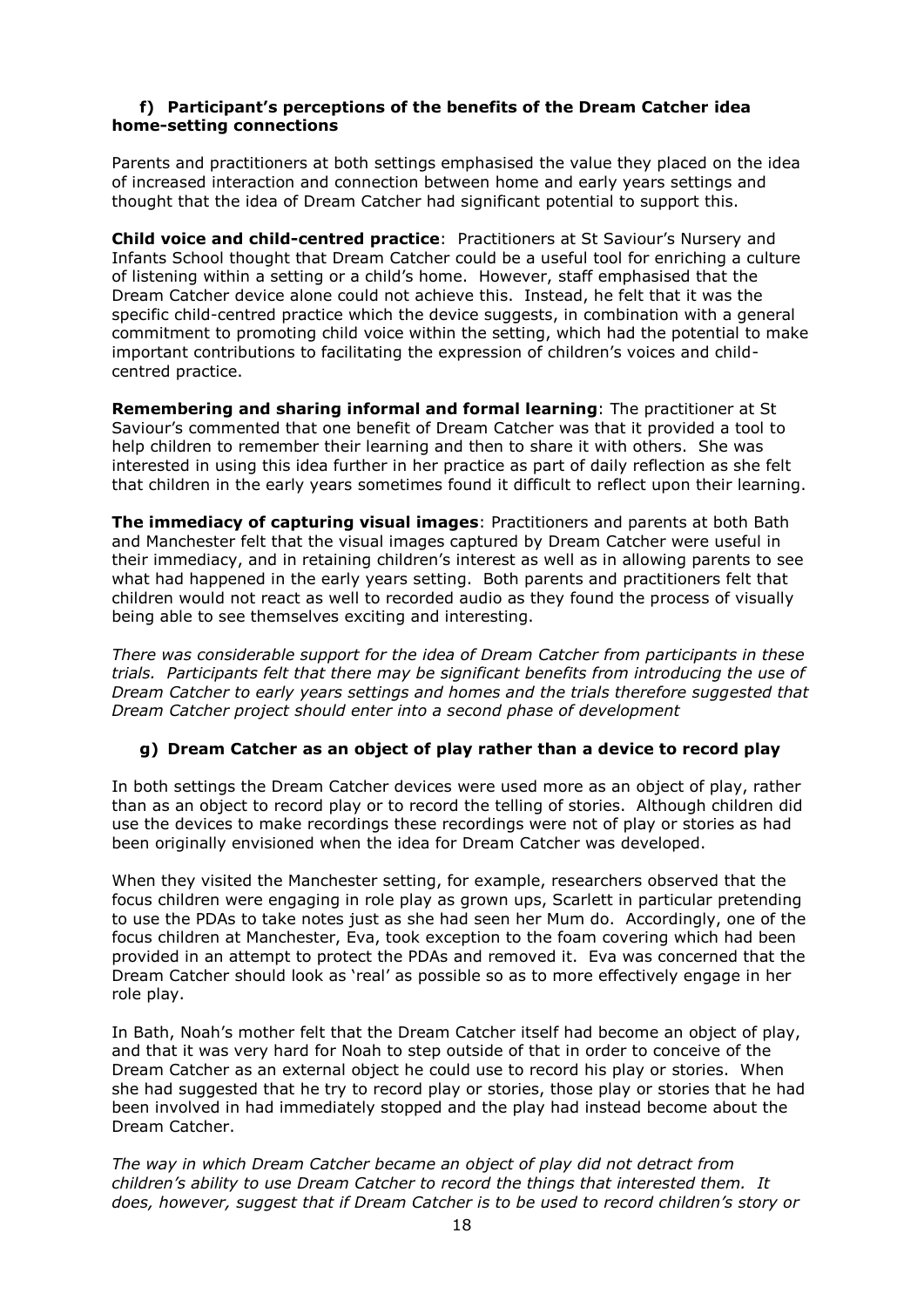### f) Participant's perceptions of the benefits of the Dream Catcher idea home-setting connections

Parents and practitioners at both settings emphasised the value they placed on the idea of increased interaction and connection between home and early years settings and thought that the idea of Dream Catcher had significant potential to support this.

**Child voice and child-centred practice**: Practitioners at St Saviour's Nursery and Infants School thought that Dream Catcher could be a useful tool for enriching a culture of listening within a setting or a child's home. However, staff emphasised that the Dream Catcher device alone could not achieve this. Instead, he felt that it was the specific child-centred practice which the device suggests, in combination with a general commitment to promoting child voice within the setting, which had the potential to make important contributions to facilitating the expression of children's voices and child-centred practice.

**Remembering and sharing informal and formal learning**: The practitioner at St Saviour's commented that one benefit of Dream Catcher was that it provided a tool to help children to remember their learning and then to share it with others. She was interested in using this idea further in her practice as part of daily reflection as she felt that children in the early years sometimes found it difficult to reflect upon their learning.

**The immediacy of capturing visual images**: Practitioners and parents at both Bath and Manchester felt that the visual images captured by Dream Catcher were useful in their immediacy, and in retaining children's interest as well as in allowing parents to see what had happened in the early years setting. Both parents and practitioners felt that children would not react as well to recorded audio as they found the process of visually being able to see themselves exciting and interesting.

*There was considerable support for the idea of Dream Catcher from participants in these trials. Participants felt that there may be significant benefits from introducing the use of Dream Catcher to early years settings and homes and the trials therefore suggested that Dream Catcher project should enter into a second phase of development*

### g) Dream Catcher as an object of play rather than a device to record play

In both settings the Dream Catcher devices were used more as an object of play, rather than as an object to record play or to record the telling of stories. Although children did use the devices to make recordings these recordings were not of play or stories as had been originally envisioned when the idea for Dream Catcher was developed.

When they visited the Manchester setting, for example, researchers observed that the focus children were engaging in role play as grown ups, Scarlett in particular pretending to use the PDAs to take notes just as she had seen her Mum do. Accordingly, one of the focus children at Manchester, Eva, took exception to the foam covering which had been provided in an attempt to protect the PDAs and removed it. Eva was concerned that the Dream Catcher should look as 'real' as possible so as to more effectively engage in her role play.

In Bath, Noah's mother felt that the Dream Catcher itself had become an object of play, and that it was very hard for Noah to step outside of that in order to conceive of the Dream Catcher as an external object he could use to record his play or stories. When she had suggested that he try to record play or stories, those play or stories that he had been involved in had immediately stopped and the play had instead become about the Dream Catcher.

*The way in which Dream Catcher became an object of play did not detract from children's ability to use Dream Catcher to record the things that interested them. It does, however, suggest that if Dream Catcher is to be used to record children's story or*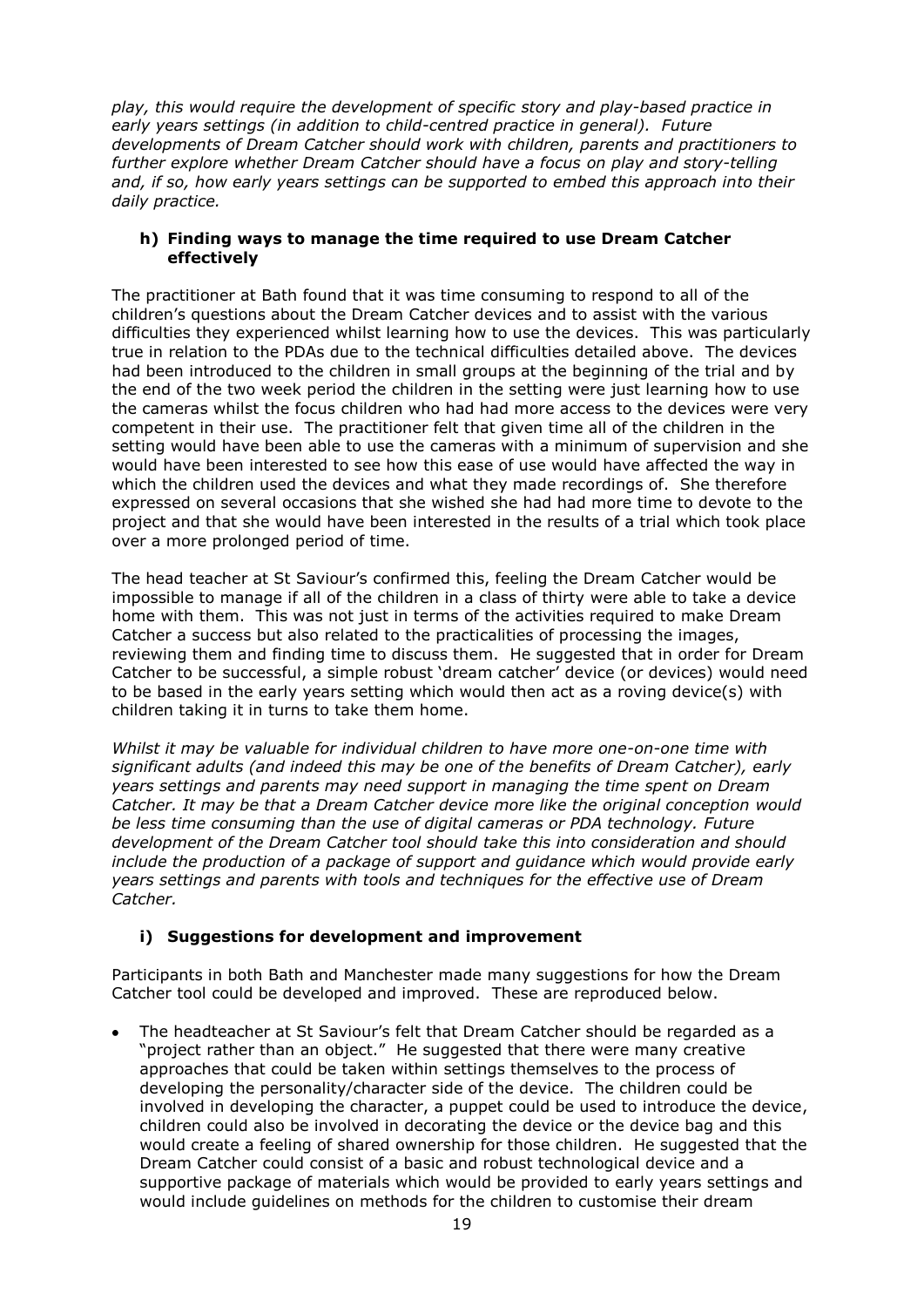*play, this would require the development of specific story and play-based practice in early years settings (in addition to child-centred practice in general). Future developments of Dream Catcher should work with children, parents and practitioners to further explore whether Dream Catcher should have a focus on play and story-telling and, if so, how early years settings can be supported to embed this approach into their daily practice.*

#### h) Finding ways to manage the time required to use Dream Catcher effectively

The practitioner at Bath found that it was time consuming to respond to all of the children's questions about the Dream Catcher devices and to assist with the various difficulties they experienced whilst learning how to use the devices. This was particularly true in relation to the PDAs due to the technical difficulties detailed above. The devices had been introduced to the children in small groups at the beginning of the trial and by the end of the two week period the children in the setting were just learning how to use the cameras whilst the focus children who had had more access to the devices were very competent in their use. The practitioner felt that given time all of the children in the setting would have been able to use the cameras with a minimum of supervision and she would have been interested to see how this ease of use would have affected the way in which the children used the devices and what they made recordings of. She therefore expressed on several occasions that she wished she had had more time to devote to the project and that she would have been interested in the results of a trial which took place over a more prolonged period of time.

The head teacher at St Saviour's confirmed this, feeling the Dream Catcher would be impossible to manage if all of the children in a class of thirty were able to take a device home with them. This was not just in terms of the activities required to make Dream Catcher a success but also related to the practicalities of processing the images, reviewing them and finding time to discuss them. He suggested that in order for Dream Catcher to be successful, a simple robust 'dream catcher' device (or devices) would need to be based in the early years setting which would then act as a roving device(s) with children taking it in turns to take them home.

*Whilst it may be valuable for individual children to have more one-on-one time with significant adults (and indeed this may be one of the benefits of Dream Catcher), early years settings and parents may need support in managing the time spent on Dream Catcher. It may be that a Dream Catcher device more like the original conception would be less time consuming than the use of digital cameras or PDA technology. Future development of the Dream Catcher tool should take this into consideration and should include the production of a package of support and guidance which would provide early years settings and parents with tools and techniques for the effective use of Dream Catcher.*

#### i) Suggestions for development and improvement

Participants in both Bath and Manchester made many suggestions for how the Dream Catcher tool could be developed and improved. These are reproduced below.

- The headteacher at St Saviour's felt that Dream Catcher should be regarded as a "project rather than an object." He suggested that there were many creative approaches that could be taken within settings themselves to the process of developing the personality/character side of the device. The children could be involved in developing the character, a puppet could be used to introduce the device, children could also be involved in decorating the device or the device bag and this would create a feeling of shared ownership for those children. He suggested that the Dream Catcher could consist of a basic and robust technological device and a supportive package of materials which would be provided to early years settings and would include guidelines on methods for the children to customise their dream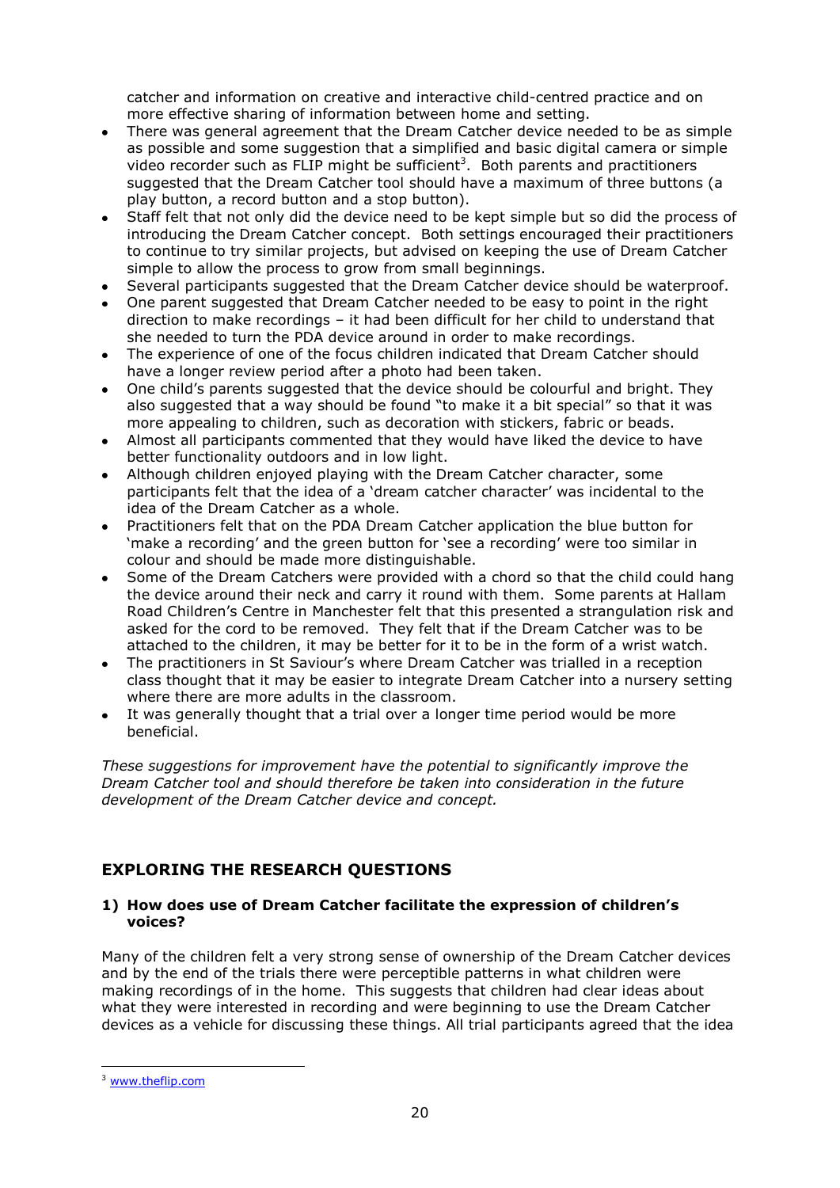catcher and information on creative and interactive child-centred practice and on more effective sharing of information between home and setting.

- There was general agreement that the Dream Catcher device needed to be as simple as possible and some suggestion that a simplified and basic digital camera or simple video recorder such as FLIP might be sufficient[3]. Both parents and practitioners suggested that the Dream Catcher tool should have a maximum of three buttons (a play button, a record button and a stop button).
- Staff felt that not only did the device need to be kept simple but so did the process of introducing the Dream Catcher concept. Both settings encouraged their practitioners to continue to try similar projects, but advised on keeping the use of Dream Catcher simple to allow the process to grow from small beginnings.
- Several participants suggested that the Dream Catcher device should be waterproof.
- One parent suggested that Dream Catcher needed to be easy to point in the right direction to make recordings – it had been difficult for her child to understand that she needed to turn the PDA device around in order to make recordings.
- The experience of one of the focus children indicated that Dream Catcher should have a longer review period after a photo had been taken.
- One child's parents suggested that the device should be colourful and bright. They also suggested that a way should be found "to make it a bit special" so that it was more appealing to children, such as decoration with stickers, fabric or beads.
- Almost all participants commented that they would have liked the device to have better functionality outdoors and in low light.
- Although children enjoyed playing with the Dream Catcher character, some participants felt that the idea of a 'dream catcher character' was incidental to the idea of the Dream Catcher as a whole.
- Practitioners felt that on the PDA Dream Catcher application the blue button for 'make a recording' and the green button for 'see a recording' were too similar in colour and should be made more distinguishable.
- Some of the Dream Catchers were provided with a chord so that the child could hang the device around their neck and carry it round with them. Some parents at Hallam Road Children's Centre in Manchester felt that this presented a strangulation risk and asked for the cord to be removed. They felt that if the Dream Catcher was to be attached to the children, it may be better for it to be in the form of a wrist watch.
- The practitioners in St Saviour's where Dream Catcher was trialled in a reception class thought that it may be easier to integrate Dream Catcher into a nursery setting where there are more adults in the classroom.
- It was generally thought that a trial over a longer time period would be more beneficial.

*These suggestions for improvement have the potential to significantly improve the Dream Catcher tool and should therefore be taken into consideration in the future development of the Dream Catcher device and concept.*

## EXPLORING THE RESEARCH QUESTIONS

### 1) How does use of Dream Catcher facilitate the expression of children's voices?

Many of the children felt a very strong sense of ownership of the Dream Catcher devices and by the end of the trials there were perceptible patterns in what children were making recordings of in the home. This suggests that children had clear ideas about what they were interested in recording and were beginning to use the Dream Catcher devices as a vehicle for discussing these things. All trial participants agreed that the idea

[3] www.theflip.com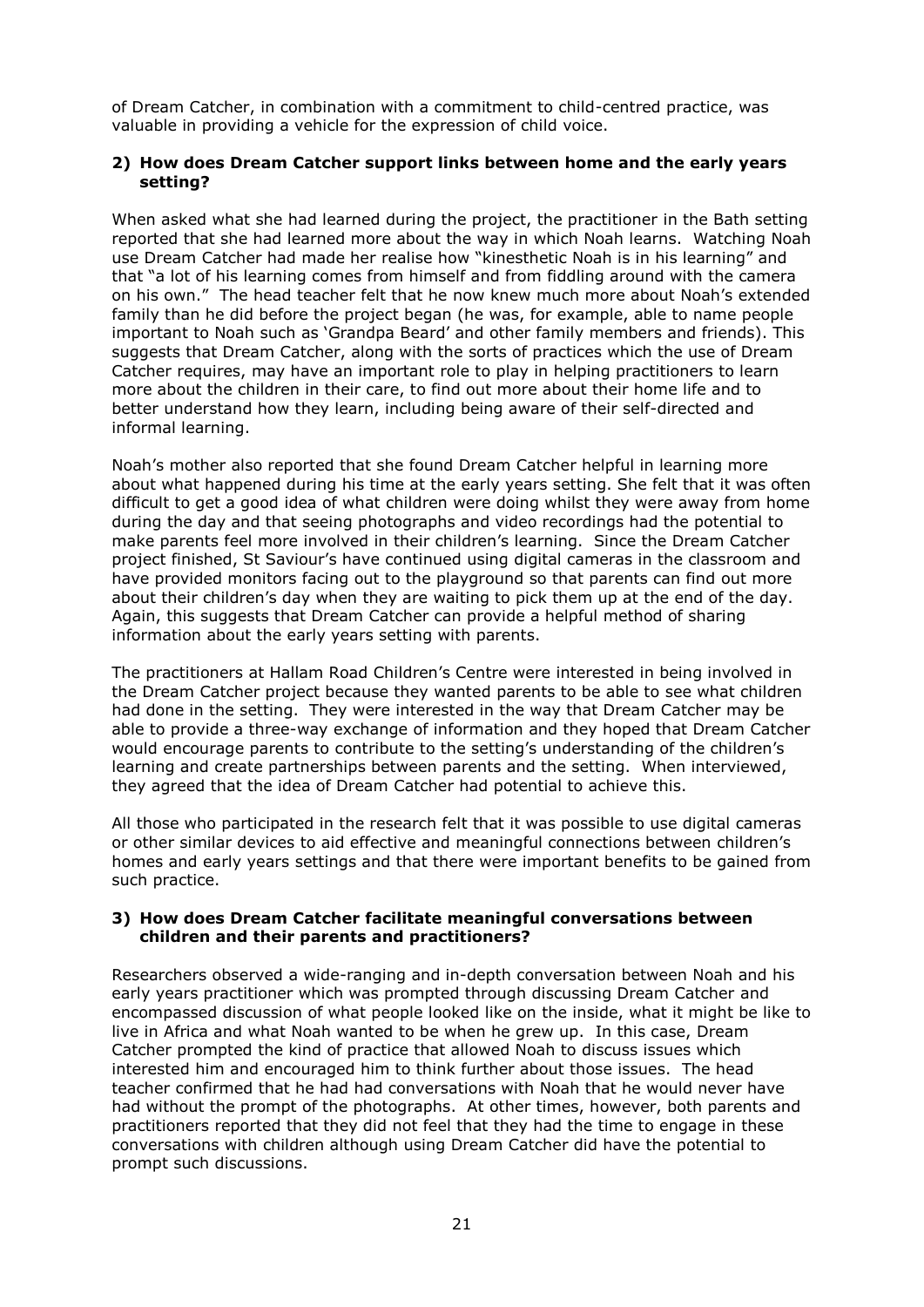of Dream Catcher, in combination with a commitment to child-centred practice, was valuable in providing a vehicle for the expression of child voice.

### 2) How does Dream Catcher support links between home and the early years setting?

When asked what she had learned during the project, the practitioner in the Bath setting reported that she had learned more about the way in which Noah learns. Watching Noah use Dream Catcher had made her realise how "kinesthetic Noah is in his learning" and that "a lot of his learning comes from himself and from fiddling around with the camera on his own." The head teacher felt that he now knew much more about Noah's extended family than he did before the project began (he was, for example, able to name people important to Noah such as 'Grandpa Beard' and other family members and friends). This suggests that Dream Catcher, along with the sorts of practices which the use of Dream Catcher requires, may have an important role to play in helping practitioners to learn more about the children in their care, to find out more about their home life and to better understand how they learn, including being aware of their self-directed and informal learning.

Noah's mother also reported that she found Dream Catcher helpful in learning more about what happened during his time at the early years setting. She felt that it was often difficult to get a good idea of what children were doing whilst they were away from home during the day and that seeing photographs and video recordings had the potential to make parents feel more involved in their children's learning. Since the Dream Catcher project finished, St Saviour's have continued using digital cameras in the classroom and have provided monitors facing out to the playground so that parents can find out more about their children's day when they are waiting to pick them up at the end of the day. Again, this suggests that Dream Catcher can provide a helpful method of sharing information about the early years setting with parents.

The practitioners at Hallam Road Children's Centre were interested in being involved in the Dream Catcher project because they wanted parents to be able to see what children had done in the setting. They were interested in the way that Dream Catcher may be able to provide a three-way exchange of information and they hoped that Dream Catcher would encourage parents to contribute to the setting's understanding of the children's learning and create partnerships between parents and the setting. When interviewed, they agreed that the idea of Dream Catcher had potential to achieve this.

All those who participated in the research felt that it was possible to use digital cameras or other similar devices to aid effective and meaningful connections between children's homes and early years settings and that there were important benefits to be gained from such practice.

### 3) How does Dream Catcher facilitate meaningful conversations between children and their parents and practitioners?

Researchers observed a wide-ranging and in-depth conversation between Noah and his early years practitioner which was prompted through discussing Dream Catcher and encompassed discussion of what people looked like on the inside, what it might be like to live in Africa and what Noah wanted to be when he grew up. In this case, Dream Catcher prompted the kind of practice that allowed Noah to discuss issues which interested him and encouraged him to think further about those issues. The head teacher confirmed that he had had conversations with Noah that he would never have had without the prompt of the photographs. At other times, however, both parents and practitioners reported that they did not feel that they had the time to engage in these conversations with children although using Dream Catcher did have the potential to prompt such discussions.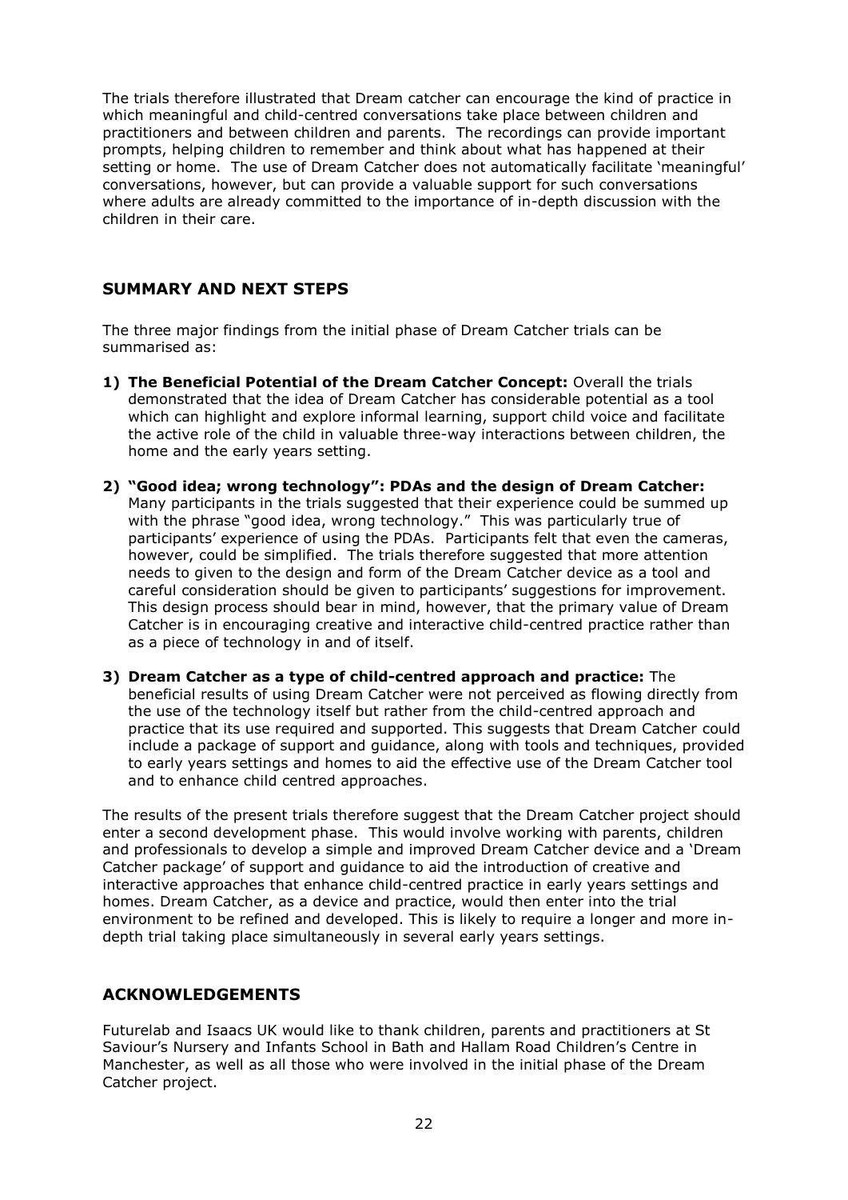The trials therefore illustrated that Dream catcher can encourage the kind of practice in which meaningful and child-centred conversations take place between children and practitioners and between children and parents. The recordings can provide important prompts, helping children to remember and think about what has happened at their setting or home. The use of Dream Catcher does not automatically facilitate 'meaningful' conversations, however, but can provide a valuable support for such conversations where adults are already committed to the importance of in-depth discussion with the children in their care.

## SUMMARY AND NEXT STEPS

The three major findings from the initial phase of Dream Catcher trials can be summarised as:

1) **The Beneficial Potential of the Dream Catcher Concept:** Overall the trials demonstrated that the idea of Dream Catcher has considerable potential as a tool which can highlight and explore informal learning, support child voice and facilitate the active role of the child in valuable three-way interactions between children, the home and the early years setting.

2) **"Good idea; wrong technology": PDAs and the design of Dream Catcher:** Many participants in the trials suggested that their experience could be summed up with the phrase "good idea, wrong technology." This was particularly true of participants' experience of using the PDAs. Participants felt that even the cameras, however, could be simplified. The trials therefore suggested that more attention needs to given to the design and form of the Dream Catcher device as a tool and careful consideration should be given to participants' suggestions for improvement. This design process should bear in mind, however, that the primary value of Dream Catcher is in encouraging creative and interactive child-centred practice rather than as a piece of technology in and of itself.

3) **Dream Catcher as a type of child-centred approach and practice:** The beneficial results of using Dream Catcher were not perceived as flowing directly from the use of the technology itself but rather from the child-centred approach and practice that its use required and supported. This suggests that Dream Catcher could include a package of support and guidance, along with tools and techniques, provided to early years settings and homes to aid the effective use of the Dream Catcher tool and to enhance child centred approaches.

The results of the present trials therefore suggest that the Dream Catcher project should enter a second development phase. This would involve working with parents, children and professionals to develop a simple and improved Dream Catcher device and a 'Dream Catcher package' of support and guidance to aid the introduction of creative and interactive approaches that enhance child-centred practice in early years settings and homes. Dream Catcher, as a device and practice, would then enter into the trial environment to be refined and developed. This is likely to require a longer and more in-depth trial taking place simultaneously in several early years settings.

## ACKNOWLEDGEMENTS

Futurelab and Isaacs UK would like to thank children, parents and practitioners at St Saviour's Nursery and Infants School in Bath and Hallam Road Children's Centre in Manchester, as well as all those who were involved in the initial phase of the Dream Catcher project.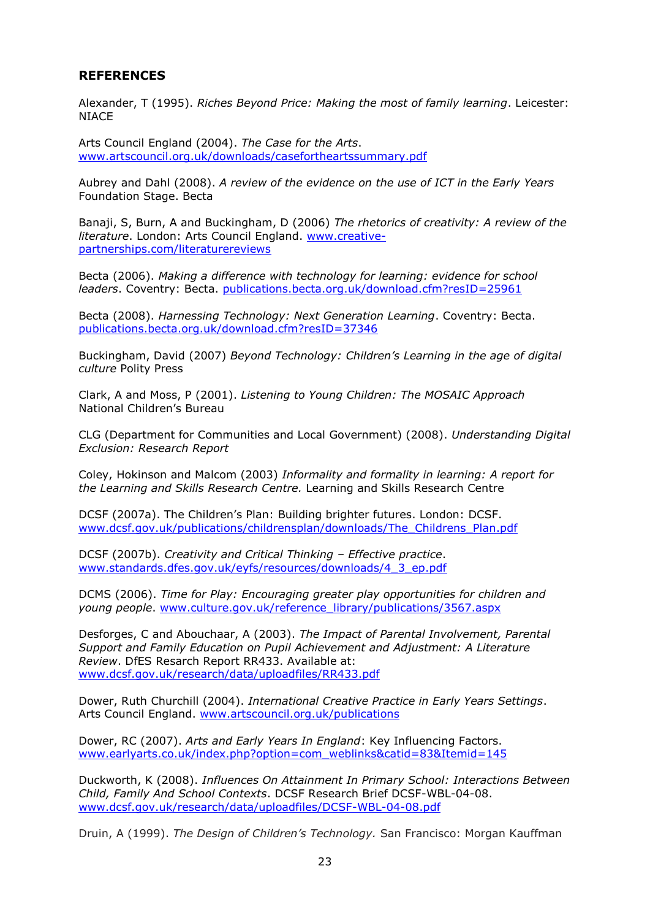## REFERENCES

Alexander, T (1995). *Riches Beyond Price: Making the most of family learning*. Leicester: NIACE

Arts Council England (2004). *The Case for the Arts*. www.artscouncil.org.uk/downloads/casefortheartssummary.pdf

Aubrey and Dahl (2008). *A review of the evidence on the use of ICT in the Early Years* Foundation Stage. Becta

Banaji, S, Burn, A and Buckingham, D (2006) *The rhetorics of creativity: A review of the literature*. London: Arts Council England. www.creative-partnerships.com/literaturereviews

Becta (2006). *Making a difference with technology for learning: evidence for school leaders*. Coventry: Becta. publications.becta.org.uk/download.cfm?resID=25961

Becta (2008). *Harnessing Technology: Next Generation Learning*. Coventry: Becta. publications.becta.org.uk/download.cfm?resID=37346

Buckingham, David (2007) *Beyond Technology: Children's Learning in the age of digital culture* Polity Press

Clark, A and Moss, P (2001). *Listening to Young Children: The MOSAIC Approach* National Children's Bureau

CLG (Department for Communities and Local Government) (2008). *Understanding Digital Exclusion: Research Report*

Coley, Hokinson and Malcom (2003) *Informality and formality in learning: A report for the Learning and Skills Research Centre.* Learning and Skills Research Centre

DCSF (2007a). The Children's Plan: Building brighter futures. London: DCSF. www.dcsf.gov.uk/publications/childrensplan/downloads/The_Childrens_Plan.pdf

DCSF (2007b). *Creativity and Critical Thinking – Effective practice*. www.standards.dfes.gov.uk/eyfs/resources/downloads/4_3_ep.pdf

DCMS (2006). *Time for Play: Encouraging greater play opportunities for children and young people*. www.culture.gov.uk/reference_library/publications/3567.aspx

Desforges, C and Abouchaar, A (2003). *The Impact of Parental Involvement, Parental Support and Family Education on Pupil Achievement and Adjustment: A Literature Review*. DfES Resarch Report RR433. Available at: www.dcsf.gov.uk/research/data/uploadfiles/RR433.pdf

Dower, Ruth Churchill (2004). *International Creative Practice in Early Years Settings*. Arts Council England. www.artscouncil.org.uk/publications

Dower, RC (2007). *Arts and Early Years In England*: Key Influencing Factors. www.earlyarts.co.uk/index.php?option=com_weblinks&catid=83&Itemid=145

Duckworth, K (2008). *Influences On Attainment In Primary School: Interactions Between Child, Family And School Contexts*. DCSF Research Brief DCSF-WBL-04-08. www.dcsf.gov.uk/research/data/uploadfiles/DCSF-WBL-04-08.pdf

Druin, A (1999). *The Design of Children's Technology.* San Francisco: Morgan Kauffman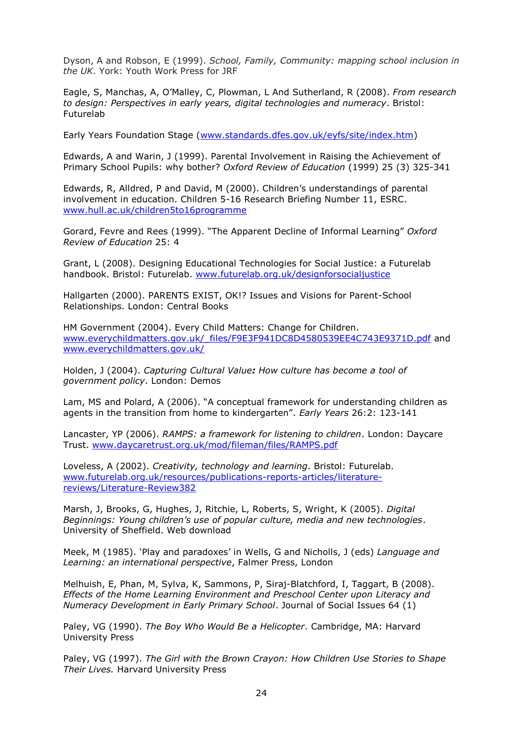Dyson, A and Robson, E (1999). *School, Family, Community: mapping school inclusion in the UK.* York: Youth Work Press for JRF

Eagle, S, Manchas, A, O'Malley, C, Plowman, L And Sutherland, R (2008). *From research to design: Perspectives in early years, digital technologies and numeracy*. Bristol: Futurelab

Early Years Foundation Stage (www.standards.dfes.gov.uk/eyfs/site/index.htm)

Edwards, A and Warin, J (1999). Parental Involvement in Raising the Achievement of Primary School Pupils: why bother? *Oxford Review of Education* (1999) 25 (3) 325-341

Edwards, R, Alldred, P and David, M (2000). Children's understandings of parental involvement in education. Children 5-16 Research Briefing Number 11, ESRC. www.hull.ac.uk/children5to16programme

Gorard, Fevre and Rees (1999). "The Apparent Decline of Informal Learning" *Oxford Review of Education* 25: 4

Grant, L (2008). Designing Educational Technologies for Social Justice: a Futurelab handbook. Bristol: Futurelab. www.futurelab.org.uk/designforsocialjustice

Hallgarten (2000). PARENTS EXIST, OK!? Issues and Visions for Parent-School Relationships. London: Central Books

HM Government (2004). Every Child Matters: Change for Children. www.everychildmatters.gov.uk/_files/F9E3F941DC8D4580539EE4C743E9371D.pdf and www.everychildmatters.gov.uk/

Holden, J (2004). *Capturing Cultural Value: How culture has become a tool of government policy*. London: Demos

Lam, MS and Polard, A (2006). "A conceptual framework for understanding children as agents in the transition from home to kindergarten". *Early Years* 26:2: 123-141

Lancaster, YP (2006). *RAMPS: a framework for listening to children*. London: Daycare Trust. www.daycaretrust.org.uk/mod/fileman/files/RAMPS.pdf

Loveless, A (2002). *Creativity, technology and learning*. Bristol: Futurelab. www.futurelab.org.uk/resources/publications-reports-articles/literature-reviews/Literature-Review382

Marsh, J, Brooks, G, Hughes, J, Ritchie, L, Roberts, S, Wright, K (2005). *Digital Beginnings: Young children's use of popular culture, media and new technologies*. University of Sheffield. Web download

Meek, M (1985). 'Play and paradoxes' in Wells, G and Nicholls, J (eds) *Language and Learning: an international perspective*, Falmer Press, London

Melhuish, E, Phan, M, Sylva, K, Sammons, P, Siraj-Blatchford, I, Taggart, B (2008). *Effects of the Home Learning Environment and Preschool Center upon Literacy and Numeracy Development in Early Primary School*. Journal of Social Issues 64 (1)

Paley, VG (1990). *The Boy Who Would Be a Helicopter*. Cambridge, MA: Harvard University Press

Paley, VG (1997). *The Girl with the Brown Crayon: How Children Use Stories to Shape Their Lives.* Harvard University Press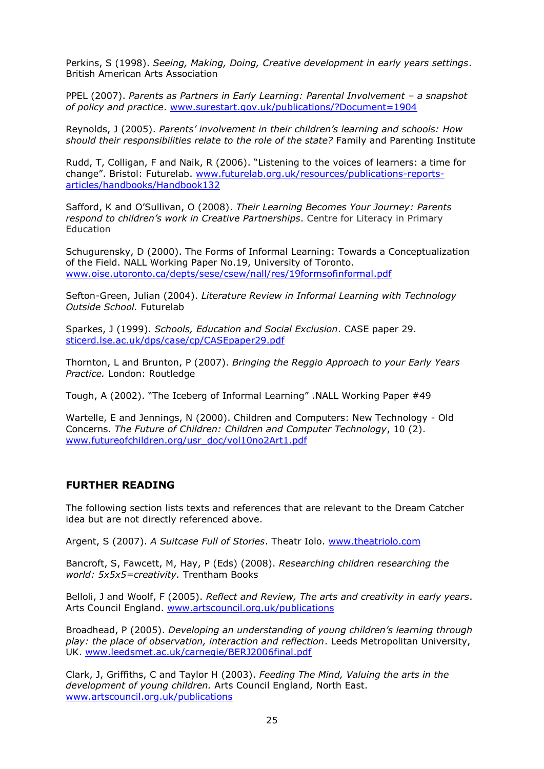Perkins, S (1998). *Seeing, Making, Doing, Creative development in early years settings*. British American Arts Association

PPEL (2007). *Parents as Partners in Early Learning: Parental Involvement – a snapshot of policy and practice*. www.surestart.gov.uk/publications/?Document=1904

Reynolds, J (2005). *Parents' involvement in their children's learning and schools: How should their responsibilities relate to the role of the state?* Family and Parenting Institute

Rudd, T, Colligan, F and Naik, R (2006). "Listening to the voices of learners: a time for change". Bristol: Futurelab. www.futurelab.org.uk/resources/publications-reports-articles/handbooks/Handbook132

Safford, K and O'Sullivan, O (2008). *Their Learning Becomes Your Journey: Parents respond to children's work in Creative Partnerships*. Centre for Literacy in Primary Education

Schugurensky, D (2000). The Forms of Informal Learning: Towards a Conceptualization of the Field. NALL Working Paper No.19, University of Toronto. www.oise.utoronto.ca/depts/sese/csew/nall/res/19formsofinformal.pdf

Sefton-Green, Julian (2004). *Literature Review in Informal Learning with Technology Outside School.* Futurelab

Sparkes, J (1999). *Schools, Education and Social Exclusion*. CASE paper 29. sticerd.lse.ac.uk/dps/case/cp/CASEpaper29.pdf

Thornton, L and Brunton, P (2007). *Bringing the Reggio Approach to your Early Years Practice.* London: Routledge

Tough, A (2002). "The Iceberg of Informal Learning" .NALL Working Paper #49

Wartelle, E and Jennings, N (2000). Children and Computers: New Technology - Old Concerns. *The Future of Children: Children and Computer Technology*, 10 (2). www.futureofchildren.org/usr_doc/vol10no2Art1.pdf

## FURTHER READING

The following section lists texts and references that are relevant to the Dream Catcher idea but are not directly referenced above.

Argent, S (2007). *A Suitcase Full of Stories*. Theatr Iolo. www.theatriolo.com

Bancroft, S, Fawcett, M, Hay, P (Eds) (2008). *Researching children researching the world: 5x5x5=creativity.* Trentham Books

Belloli, J and Woolf, F (2005). *Reflect and Review, The arts and creativity in early years*. Arts Council England. www.artscouncil.org.uk/publications

Broadhead, P (2005). *Developing an understanding of young children's learning through play: the place of observation, interaction and reflection*. Leeds Metropolitan University, UK. www.leedsmet.ac.uk/carnegie/BERJ2006final.pdf

Clark, J, Griffiths, C and Taylor H (2003). *Feeding The Mind, Valuing the arts in the development of young children.* Arts Council England, North East. www.artscouncil.org.uk/publications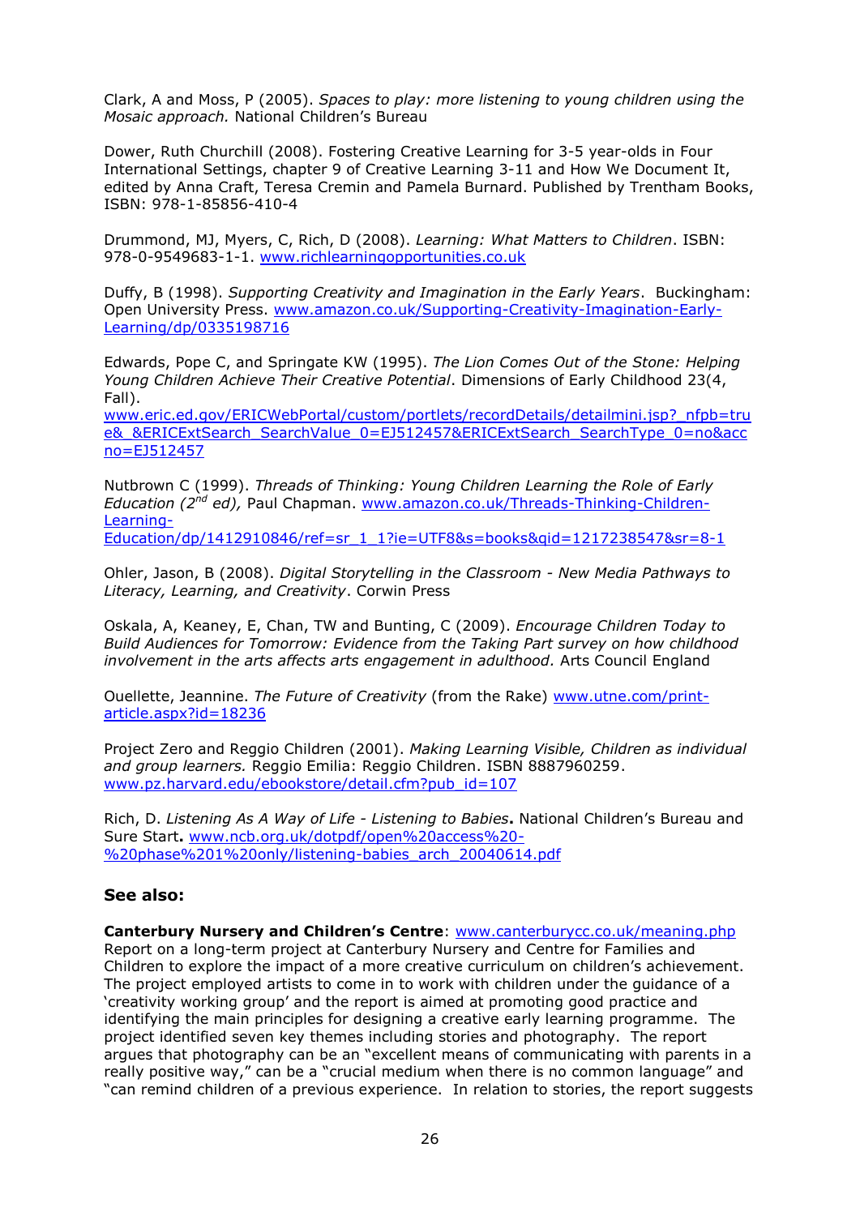Clark, A and Moss, P (2005). *Spaces to play: more listening to young children using the Mosaic approach.* National Children's Bureau

Dower, Ruth Churchill (2008). Fostering Creative Learning for 3-5 year-olds in Four International Settings, chapter 9 of Creative Learning 3-11 and How We Document It, edited by Anna Craft, Teresa Cremin and Pamela Burnard. Published by Trentham Books, ISBN: 978-1-85856-410-4

Drummond, MJ, Myers, C, Rich, D (2008). *Learning: What Matters to Children*. ISBN: 978-0-9549683-1-1. www.richlearningopportunities.co.uk

Duffy, B (1998). *Supporting Creativity and Imagination in the Early Years*. Buckingham: Open University Press. www.amazon.co.uk/Supporting-Creativity-Imagination-Early-Learning/dp/0335198716

Edwards, Pope C, and Springate KW (1995). *The Lion Comes Out of the Stone: Helping Young Children Achieve Their Creative Potential*. Dimensions of Early Childhood 23(4, Fall). www.eric.ed.gov/ERICWebPortal/custom/portlets/recordDetails/detailmini.jsp?_nfpb=true&_&ERICExtSearch_SearchValue_0=EJ512457&ERICExtSearch_SearchType_0=no&accno=EJ512457

Nutbrown C (1999). *Threads of Thinking: Young Children Learning the Role of Early Education (2nd ed),* Paul Chapman. www.amazon.co.uk/Threads-Thinking-Children-Learning-Education/dp/1412910846/ref=sr_1_1?ie=UTF8&s=books&qid=1217238547&sr=8-1

Ohler, Jason, B (2008). *Digital Storytelling in the Classroom - New Media Pathways to Literacy, Learning, and Creativity*. Corwin Press

Oskala, A, Keaney, E, Chan, TW and Bunting, C (2009). *Encourage Children Today to Build Audiences for Tomorrow: Evidence from the Taking Part survey on how childhood involvement in the arts affects arts engagement in adulthood.* Arts Council England

Ouellette, Jeannine. *The Future of Creativity* (from the Rake) www.utne.com/print-article.aspx?id=18236

Project Zero and Reggio Children (2001). *Making Learning Visible, Children as individual and group learners.* Reggio Emilia: Reggio Children. ISBN 8887960259. www.pz.harvard.edu/ebookstore/detail.cfm?pub_id=107

Rich, D. *Listening As A Way of Life - Listening to Babies***.** National Children's Bureau and Sure Start**.** www.ncb.org.uk/dotpdf/open%20access%20-%20phase%201%20only/listening-babies_arch_20040614.pdf

## See also:

**Canterbury Nursery and Children's Centre**: www.canterburycc.co.uk/meaning.php
Report on a long-term project at Canterbury Nursery and Centre for Families and Children to explore the impact of a more creative curriculum on children's achievement. The project employed artists to come in to work with children under the guidance of a 'creativity working group' and the report is aimed at promoting good practice and identifying the main principles for designing a creative early learning programme. The project identified seven key themes including stories and photography. The report argues that photography can be an "excellent means of communicating with parents in a really positive way," can be a "crucial medium when there is no common language" and "can remind children of a previous experience. In relation to stories, the report suggests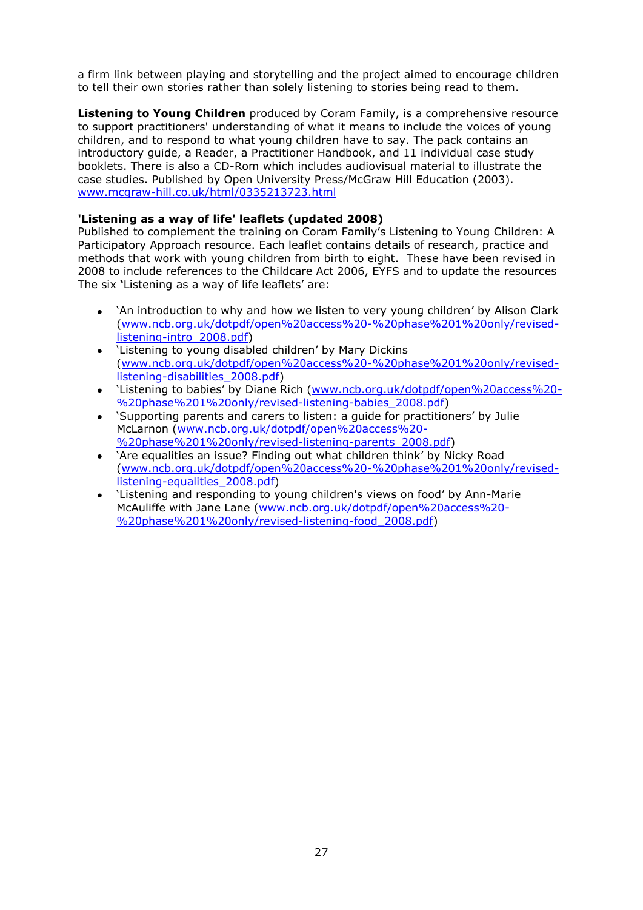a firm link between playing and storytelling and the project aimed to encourage children to tell their own stories rather than solely listening to stories being read to them.

**Listening to Young Children** produced by Coram Family, is a comprehensive resource to support practitioners' understanding of what it means to include the voices of young children, and to respond to what young children have to say. The pack contains an introductory guide, a Reader, a Practitioner Handbook, and 11 individual case study booklets. There is also a CD-Rom which includes audiovisual material to illustrate the case studies. Published by Open University Press/McGraw Hill Education (2003). www.mcgraw-hill.co.uk/html/0335213723.html

**'Listening as a way of life' leaflets (updated 2008)**
Published to complement the training on Coram Family's Listening to Young Children: A Participatory Approach resource. Each leaflet contains details of research, practice and methods that work with young children from birth to eight. These have been revised in 2008 to include references to the Childcare Act 2006, EYFS and to update the resources The six 'Listening as a way of life leaflets' are:

- 'An introduction to why and how we listen to very young children' by Alison Clark (www.ncb.org.uk/dotpdf/open%20access%20-%20phase%201%20only/revised-listening-intro_2008.pdf)
- 'Listening to young disabled children' by Mary Dickins (www.ncb.org.uk/dotpdf/open%20access%20-%20phase%201%20only/revised-listening-disabilities_2008.pdf)
- 'Listening to babies' by Diane Rich (www.ncb.org.uk/dotpdf/open%20access%20-%20phase%201%20only/revised-listening-babies_2008.pdf)
- 'Supporting parents and carers to listen: a guide for practitioners' by Julie McLarnon (www.ncb.org.uk/dotpdf/open%20access%20-%20phase%201%20only/revised-listening-parents_2008.pdf)
- 'Are equalities an issue? Finding out what children think' by Nicky Road (www.ncb.org.uk/dotpdf/open%20access%20-%20phase%201%20only/revised-listening-equalities_2008.pdf)
- 'Listening and responding to young children's views on food' by Ann-Marie McAuliffe with Jane Lane (www.ncb.org.uk/dotpdf/open%20access%20-%20phase%201%20only/revised-listening-food_2008.pdf)